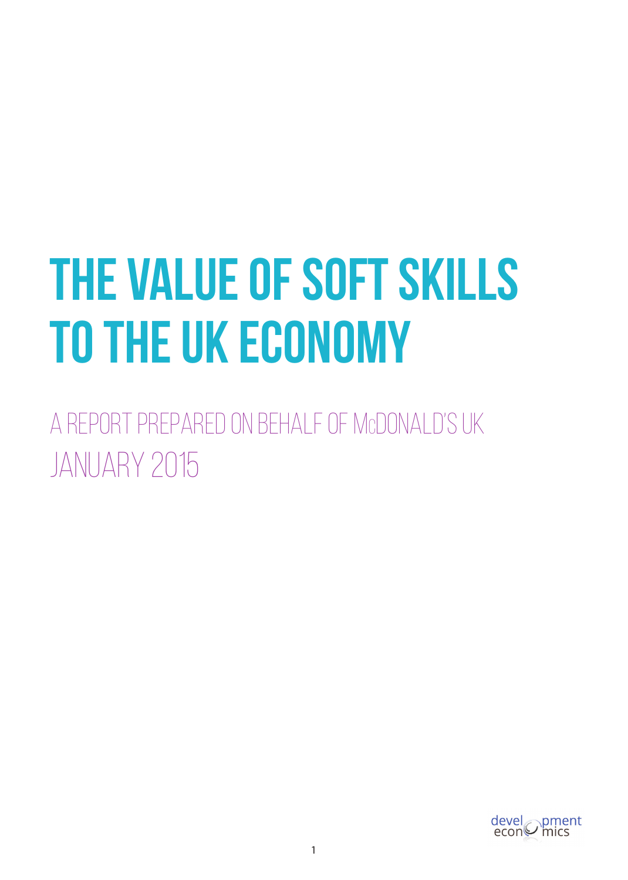# THE VALUE OF SOFT SKILLS TO THE UK ECONOMY

A REPORT PREPARED ON BEHALF OF McDONALD'S UK

JANUARY 2015

development economics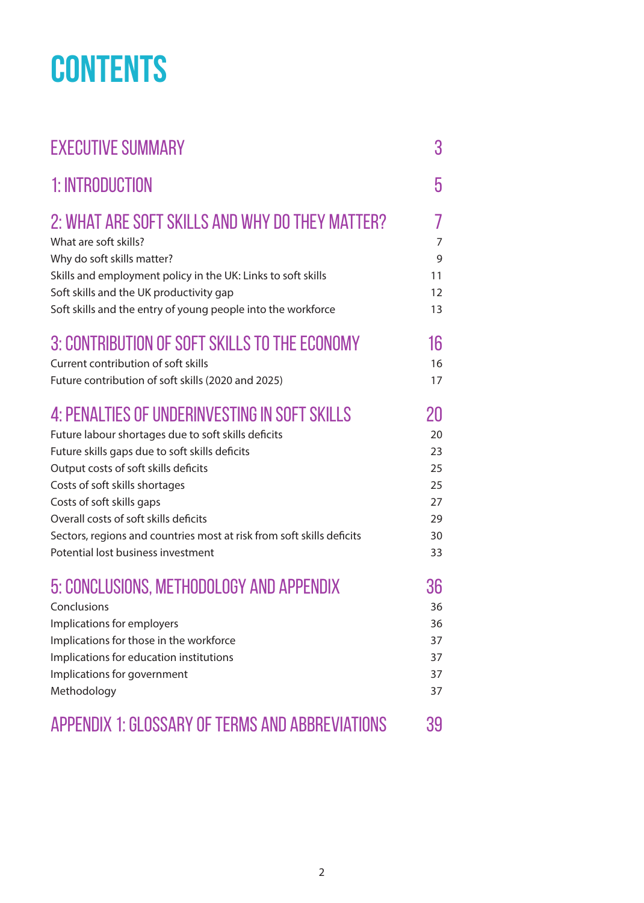# CONTENTS

| | |
|---|---|
| **EXECUTIVE SUMMARY** | **3** |
| **1: INTRODUCTION** | **5** |
| **2: WHAT ARE SOFT SKILLS AND WHY DO THEY MATTER?** | **7** |
| What are soft skills? | 7 |
| Why do soft skills matter? | 9 |
| Skills and employment policy in the UK: Links to soft skills | 11 |
| Soft skills and the UK productivity gap | 12 |
| Soft skills and the entry of young people into the workforce | 13 |
| **3: CONTRIBUTION OF SOFT SKILLS TO THE ECONOMY** | **16** |
| Current contribution of soft skills | 16 |
| Future contribution of soft skills (2020 and 2025) | 17 |
| **4: PENALTIES OF UNDERINVESTING IN SOFT SKILLS** | **20** |
| Future labour shortages due to soft skills deficits | 20 |
| Future skills gaps due to soft skills deficits | 23 |
| Output costs of soft skills deficits | 25 |
| Costs of soft skills shortages | 25 |
| Costs of soft skills gaps | 27 |
| Overall costs of soft skills deficits | 29 |
| Sectors, regions and countries most at risk from soft skills deficits | 30 |
| Potential lost business investment | 33 |
| **5: CONCLUSIONS, METHODOLOGY AND APPENDIX** | **36** |
| Conclusions | 36 |
| Implications for employers | 36 |
| Implications for those in the workforce | 37 |
| Implications for education institutions | 37 |
| Implications for government | 37 |
| Methodology | 37 |
| **APPENDIX 1: GLOSSARY OF TERMS AND ABBREVIATIONS** | **39** |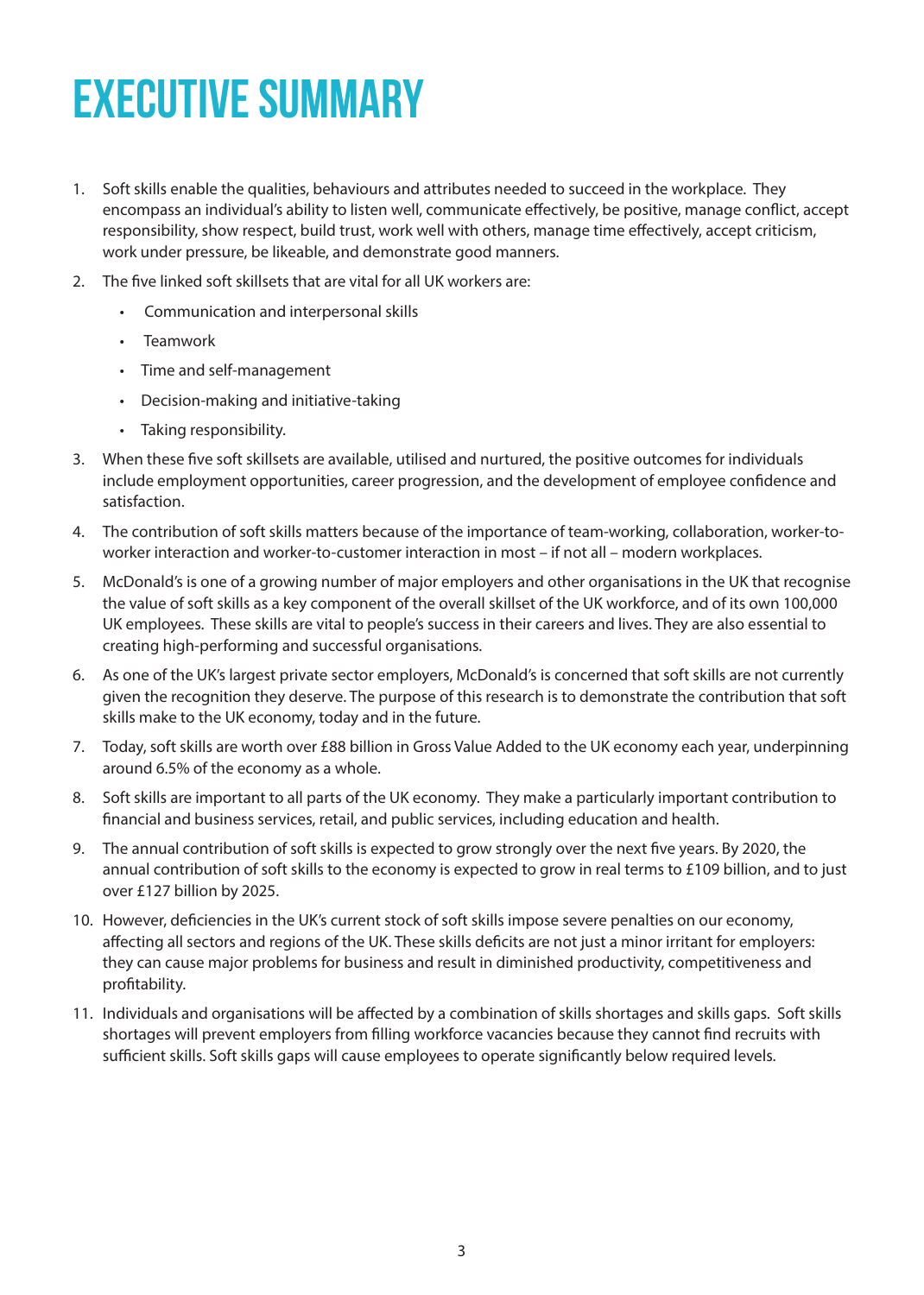# EXECUTIVE SUMMARY

1. Soft skills enable the qualities, behaviours and attributes needed to succeed in the workplace. They encompass an individual's ability to listen well, communicate effectively, be positive, manage conflict, accept responsibility, show respect, build trust, work well with others, manage time effectively, accept criticism, work under pressure, be likeable, and demonstrate good manners.

2. The five linked soft skillsets that are vital for all UK workers are:
   - Communication and interpersonal skills
   - Teamwork
   - Time and self-management
   - Decision-making and initiative-taking
   - Taking responsibility.

3. When these five soft skillsets are available, utilised and nurtured, the positive outcomes for individuals include employment opportunities, career progression, and the development of employee confidence and satisfaction.

4. The contribution of soft skills matters because of the importance of team-working, collaboration, worker-to-worker interaction and worker-to-customer interaction in most – if not all – modern workplaces.

5. McDonald's is one of a growing number of major employers and other organisations in the UK that recognise the value of soft skills as a key component of the overall skillset of the UK workforce, and of its own 100,000 UK employees. These skills are vital to people's success in their careers and lives. They are also essential to creating high-performing and successful organisations.

6. As one of the UK's largest private sector employers, McDonald's is concerned that soft skills are not currently given the recognition they deserve. The purpose of this research is to demonstrate the contribution that soft skills make to the UK economy, today and in the future.

7. Today, soft skills are worth over £88 billion in Gross Value Added to the UK economy each year, underpinning around 6.5% of the economy as a whole.

8. Soft skills are important to all parts of the UK economy. They make a particularly important contribution to financial and business services, retail, and public services, including education and health.

9. The annual contribution of soft skills is expected to grow strongly over the next five years. By 2020, the annual contribution of soft skills to the economy is expected to grow in real terms to £109 billion, and to just over £127 billion by 2025.

10. However, deficiencies in the UK's current stock of soft skills impose severe penalties on our economy, affecting all sectors and regions of the UK. These skills deficits are not just a minor irritant for employers: they can cause major problems for business and result in diminished productivity, competitiveness and profitability.

11. Individuals and organisations will be affected by a combination of skills shortages and skills gaps. Soft skills shortages will prevent employers from filling workforce vacancies because they cannot find recruits with sufficient skills. Soft skills gaps will cause employees to operate significantly below required levels.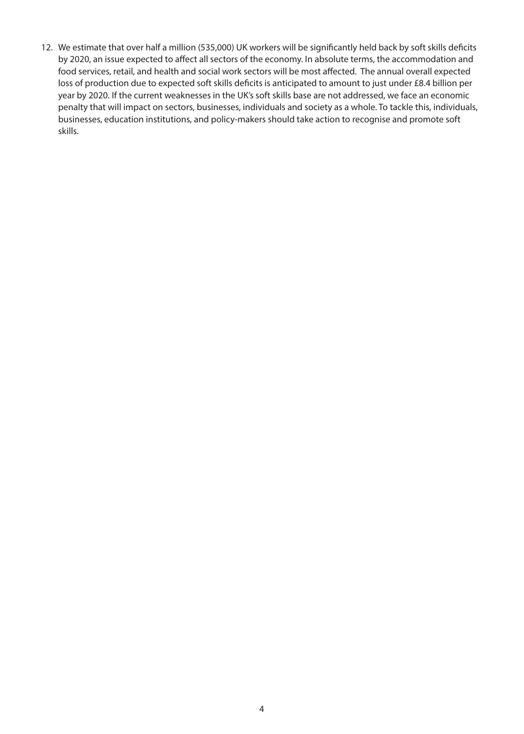12. We estimate that over half a million (535,000) UK workers will be significantly held back by soft skills deficits by 2020, an issue expected to affect all sectors of the economy. In absolute terms, the accommodation and food services, retail, and health and social work sectors will be most affected. The annual overall expected loss of production due to expected soft skills deficits is anticipated to amount to just under £8.4 billion per year by 2020. If the current weaknesses in the UK's soft skills base are not addressed, we face an economic penalty that will impact on sectors, businesses, individuals and society as a whole. To tackle this, individuals, businesses, education institutions, and policy-makers should take action to recognise and promote soft skills.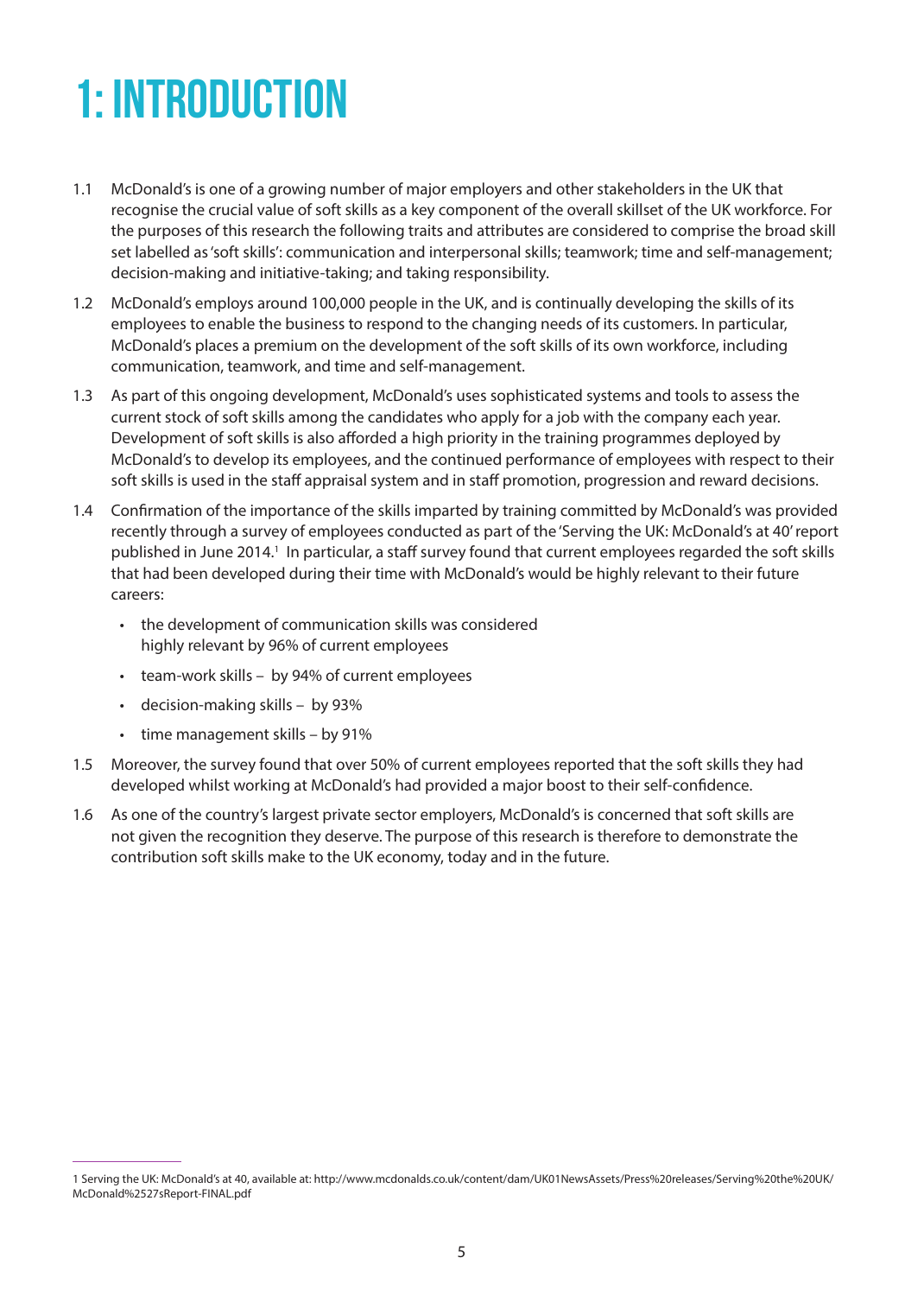# 1: INTRODUCTION

1.1 McDonald's is one of a growing number of major employers and other stakeholders in the UK that recognise the crucial value of soft skills as a key component of the overall skillset of the UK workforce. For the purposes of this research the following traits and attributes are considered to comprise the broad skill set labelled as 'soft skills': communication and interpersonal skills; teamwork; time and self-management; decision-making and initiative-taking; and taking responsibility.

1.2 McDonald's employs around 100,000 people in the UK, and is continually developing the skills of its employees to enable the business to respond to the changing needs of its customers. In particular, McDonald's places a premium on the development of the soft skills of its own workforce, including communication, teamwork, and time and self-management.

1.3 As part of this ongoing development, McDonald's uses sophisticated systems and tools to assess the current stock of soft skills among the candidates who apply for a job with the company each year. Development of soft skills is also afforded a high priority in the training programmes deployed by McDonald's to develop its employees, and the continued performance of employees with respect to their soft skills is used in the staff appraisal system and in staff promotion, progression and reward decisions.

1.4 Confirmation of the importance of the skills imparted by training committed by McDonald's was provided recently through a survey of employees conducted as part of the 'Serving the UK: McDonald's at 40' report published in June 2014.[1] In particular, a staff survey found that current employees regarded the soft skills that had been developed during their time with McDonald's would be highly relevant to their future careers:

- the development of communication skills was considered highly relevant by 96% of current employees
- team-work skills – by 94% of current employees
- decision-making skills – by 93%
- time management skills – by 91%

1.5 Moreover, the survey found that over 50% of current employees reported that the soft skills they had developed whilst working at McDonald's had provided a major boost to their self-confidence.

1.6 As one of the country's largest private sector employers, McDonald's is concerned that soft skills are not given the recognition they deserve. The purpose of this research is therefore to demonstrate the contribution soft skills make to the UK economy, today and in the future.

---

1 Serving the UK: McDonald's at 40, available at: http://www.mcdonalds.co.uk/content/dam/UK01NewsAssets/Press%20releases/Serving%20the%20UK/McDonald%2527sReport-FINAL.pdf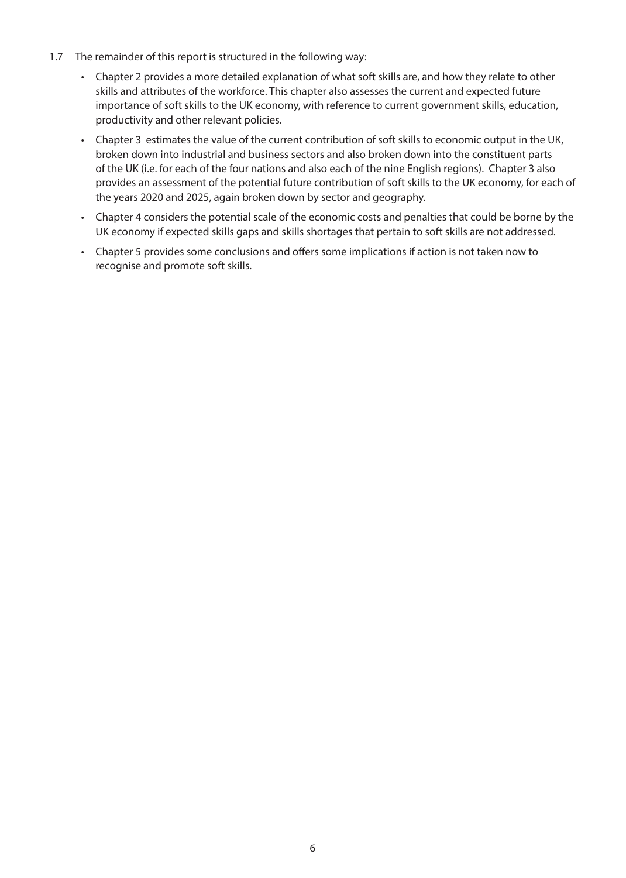1.7 The remainder of this report is structured in the following way:

- Chapter 2 provides a more detailed explanation of what soft skills are, and how they relate to other skills and attributes of the workforce. This chapter also assesses the current and expected future importance of soft skills to the UK economy, with reference to current government skills, education, productivity and other relevant policies.
- Chapter 3 estimates the value of the current contribution of soft skills to economic output in the UK, broken down into industrial and business sectors and also broken down into the constituent parts of the UK (i.e. for each of the four nations and also each of the nine English regions). Chapter 3 also provides an assessment of the potential future contribution of soft skills to the UK economy, for each of the years 2020 and 2025, again broken down by sector and geography.
- Chapter 4 considers the potential scale of the economic costs and penalties that could be borne by the UK economy if expected skills gaps and skills shortages that pertain to soft skills are not addressed.
- Chapter 5 provides some conclusions and offers some implications if action is not taken now to recognise and promote soft skills.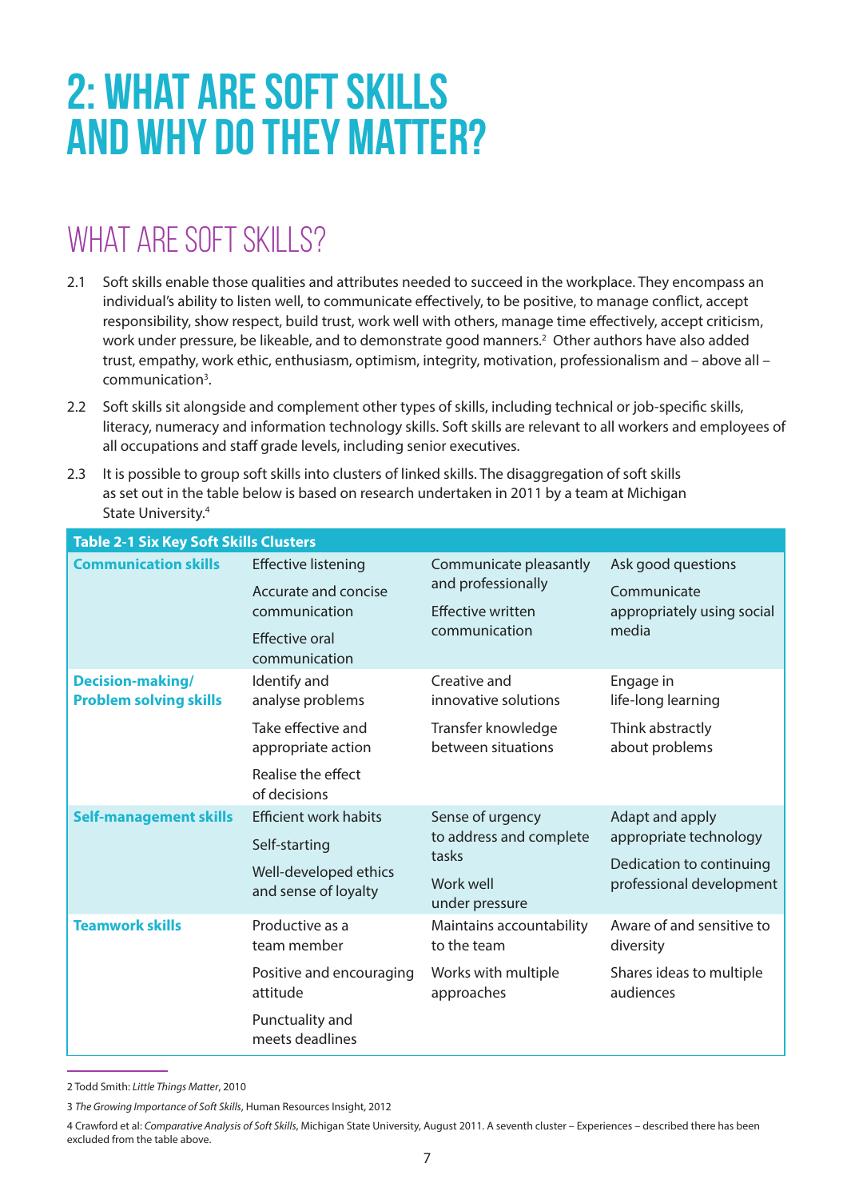# 2: WHAT ARE SOFT SKILLS AND WHY DO THEY MATTER?

## WHAT ARE SOFT SKILLS?

2.1 Soft skills enable those qualities and attributes needed to succeed in the workplace. They encompass an individual's ability to listen well, to communicate effectively, to be positive, to manage conflict, accept responsibility, show respect, build trust, work well with others, manage time effectively, accept criticism, work under pressure, be likeable, and to demonstrate good manners.[2] Other authors have also added trust, empathy, work ethic, enthusiasm, optimism, integrity, motivation, professionalism and – above all – communication[3].

2.2 Soft skills sit alongside and complement other types of skills, including technical or job-specific skills, literacy, numeracy and information technology skills. Soft skills are relevant to all workers and employees of all occupations and staff grade levels, including senior executives.

2.3 It is possible to group soft skills into clusters of linked skills. The disaggregation of soft skills as set out in the table below is based on research undertaken in 2011 by a team at Michigan State University.[4]

**Table 2-1 Six Key Soft Skills Clusters**

| | | | |
|---|---|---|---|
| **Communication skills** | Effective listening<br>Accurate and concise communication<br>Effective oral communication | Communicate pleasantly and professionally<br>Effective written communication | Ask good questions<br>Communicate appropriately using social media |
| **Decision-making/ Problem solving skills** | Identify and analyse problems<br>Take effective and appropriate action<br>Realise the effect of decisions | Creative and innovative solutions<br>Transfer knowledge between situations | Engage in life-long learning<br>Think abstractly about problems |
| **Self-management skills** | Efficient work habits<br>Self-starting<br>Well-developed ethics and sense of loyalty | Sense of urgency to address and complete tasks<br>Work well under pressure | Adapt and apply appropriate technology<br>Dedication to continuing professional development |
| **Teamwork skills** | Productive as a team member<br>Positive and encouraging attitude<br>Punctuality and meets deadlines | Maintains accountability to the team<br>Works with multiple approaches | Aware of and sensitive to diversity<br>Shares ideas to multiple audiences |

2 Todd Smith: *Little Things Matter*, 2010

3 *The Growing Importance of Soft Skills*, Human Resources Insight, 2012

4 Crawford et al: *Comparative Analysis of Soft Skills*, Michigan State University, August 2011. A seventh cluster – Experiences – described there has been excluded from the table above.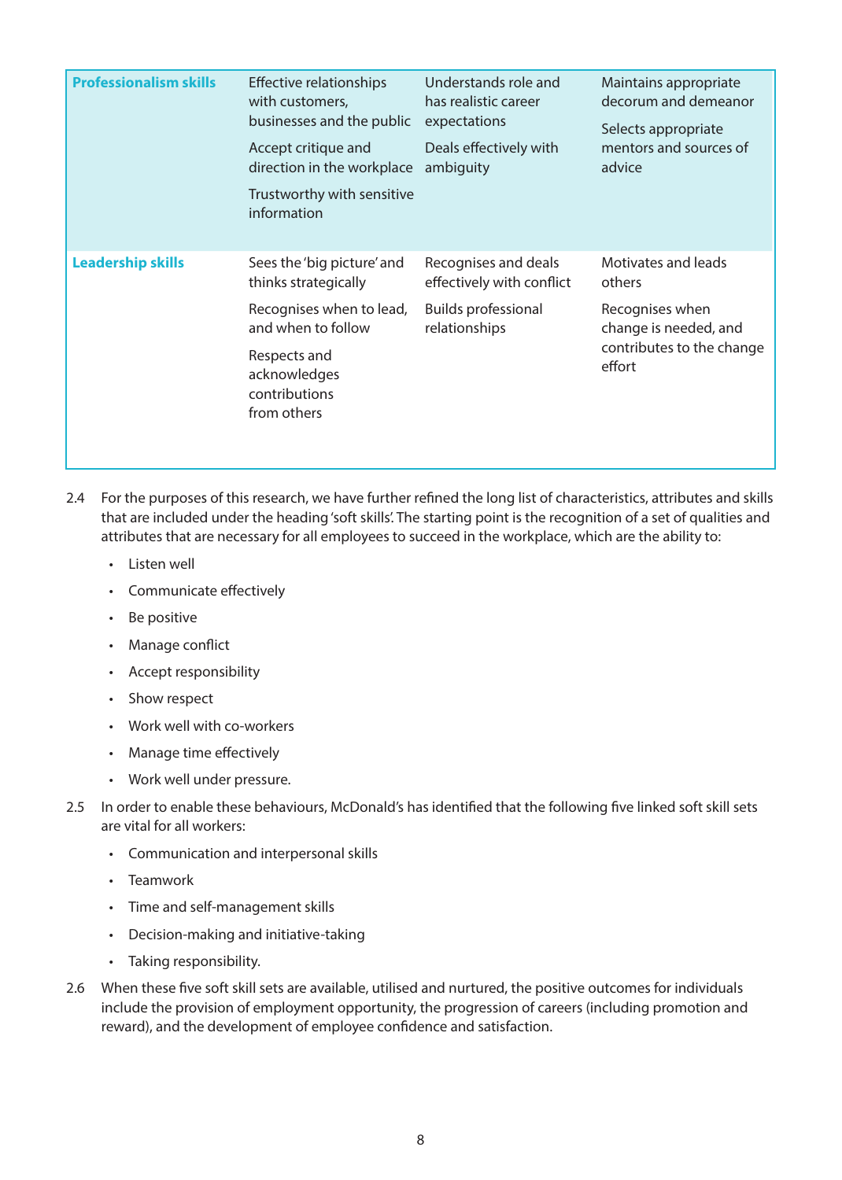| | | | |
|---|---|---|---|
| **Professionalism skills** | Effective relationships with customers, businesses and the public<br><br>Accept critique and direction in the workplace<br><br>Trustworthy with sensitive information | Understands role and has realistic career expectations<br><br>Deals effectively with ambiguity | Maintains appropriate decorum and demeanor<br><br>Selects appropriate mentors and sources of advice |
| **Leadership skills** | Sees the 'big picture' and thinks strategically<br><br>Recognises when to lead, and when to follow<br><br>Respects and acknowledges contributions from others | Recognises and deals effectively with conflict<br><br>Builds professional relationships | Motivates and leads others<br><br>Recognises when change is needed, and contributes to the change effort |

2.4 For the purposes of this research, we have further refined the long list of characteristics, attributes and skills that are included under the heading 'soft skills'. The starting point is the recognition of a set of qualities and attributes that are necessary for all employees to succeed in the workplace, which are the ability to:

- Listen well
- Communicate effectively
- Be positive
- Manage conflict
- Accept responsibility
- Show respect
- Work well with co-workers
- Manage time effectively
- Work well under pressure.

2.5 In order to enable these behaviours, McDonald's has identified that the following five linked soft skill sets are vital for all workers:

- Communication and interpersonal skills
- Teamwork
- Time and self-management skills
- Decision-making and initiative-taking
- Taking responsibility.

2.6 When these five soft skill sets are available, utilised and nurtured, the positive outcomes for individuals include the provision of employment opportunity, the progression of careers (including promotion and reward), and the development of employee confidence and satisfaction.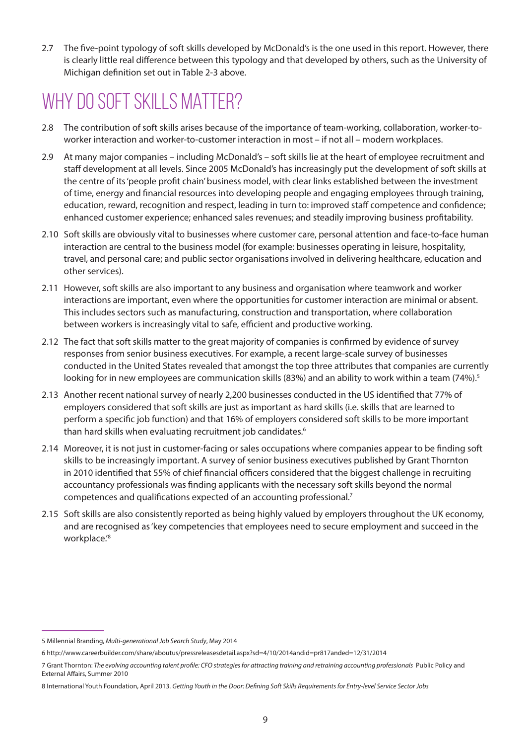2.7 The five-point typology of soft skills developed by McDonald's is the one used in this report. However, there is clearly little real difference between this typology and that developed by others, such as the University of Michigan definition set out in Table 2-3 above.

## WHY DO SOFT SKILLS MATTER?

2.8 The contribution of soft skills arises because of the importance of team-working, collaboration, worker-to-worker interaction and worker-to-customer interaction in most – if not all – modern workplaces.

2.9 At many major companies – including McDonald's – soft skills lie at the heart of employee recruitment and staff development at all levels. Since 2005 McDonald's has increasingly put the development of soft skills at the centre of its 'people profit chain' business model, with clear links established between the investment of time, energy and financial resources into developing people and engaging employees through training, education, reward, recognition and respect, leading in turn to: improved staff competence and confidence; enhanced customer experience; enhanced sales revenues; and steadily improving business profitability.

2.10 Soft skills are obviously vital to businesses where customer care, personal attention and face-to-face human interaction are central to the business model (for example: businesses operating in leisure, hospitality, travel, and personal care; and public sector organisations involved in delivering healthcare, education and other services).

2.11 However, soft skills are also important to any business and organisation where teamwork and worker interactions are important, even where the opportunities for customer interaction are minimal or absent. This includes sectors such as manufacturing, construction and transportation, where collaboration between workers is increasingly vital to safe, efficient and productive working.

2.12 The fact that soft skills matter to the great majority of companies is confirmed by evidence of survey responses from senior business executives. For example, a recent large-scale survey of businesses conducted in the United States revealed that amongst the top three attributes that companies are currently looking for in new employees are communication skills (83%) and an ability to work within a team (74%).[5]

2.13 Another recent national survey of nearly 2,200 businesses conducted in the US identified that 77% of employers considered that soft skills are just as important as hard skills (i.e. skills that are learned to perform a specific job function) and that 16% of employers considered soft skills to be more important than hard skills when evaluating recruitment job candidates.[6]

2.14 Moreover, it is not just in customer-facing or sales occupations where companies appear to be finding soft skills to be increasingly important. A survey of senior business executives published by Grant Thornton in 2010 identified that 55% of chief financial officers considered that the biggest challenge in recruiting accountancy professionals was finding applicants with the necessary soft skills beyond the normal competences and qualifications expected of an accounting professional.[7]

2.15 Soft skills are also consistently reported as being highly valued by employers throughout the UK economy, and are recognised as 'key competencies that employees need to secure employment and succeed in the workplace.'[8]

---

5 Millennial Branding, *Multi-generational Job Search Study*, May 2014

6 http://www.careerbuilder.com/share/aboutus/pressreleasesdetail.aspx?sd=4/10/2014andid=pr817anded=12/31/2014

7 Grant Thornton: *The evolving accounting talent profile: CFO strategies for attracting training and retraining accounting professionals* Public Policy and External Affairs, Summer 2010

8 International Youth Foundation, April 2013. *Getting Youth in the Door: Defining Soft Skills Requirements for Entry-level Service Sector Jobs*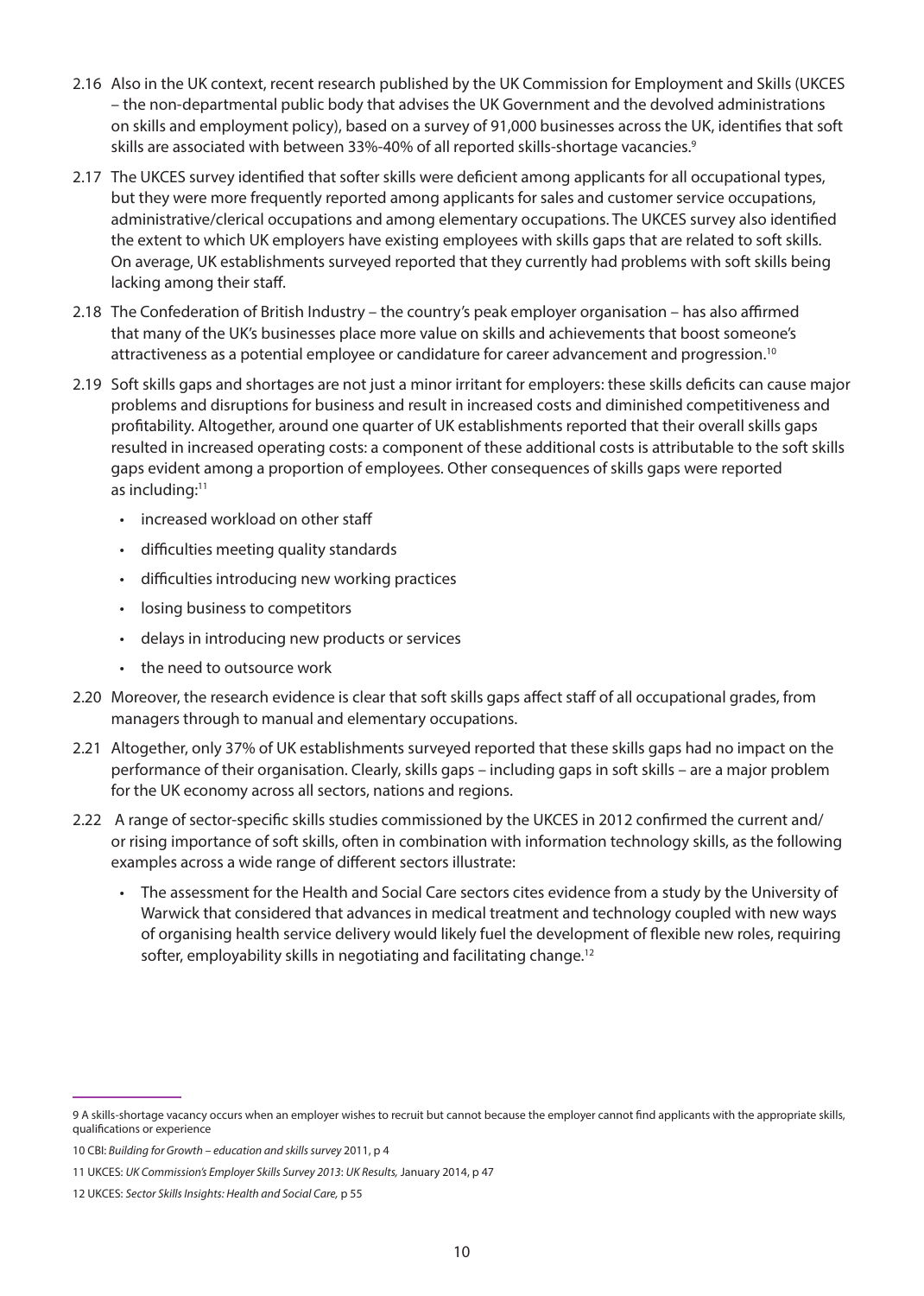2.16 Also in the UK context, recent research published by the UK Commission for Employment and Skills (UKCES – the non-departmental public body that advises the UK Government and the devolved administrations on skills and employment policy), based on a survey of 91,000 businesses across the UK, identifies that soft skills are associated with between 33%-40% of all reported skills-shortage vacancies.[9]

2.17 The UKCES survey identified that softer skills were deficient among applicants for all occupational types, but they were more frequently reported among applicants for sales and customer service occupations, administrative/clerical occupations and among elementary occupations. The UKCES survey also identified the extent to which UK employers have existing employees with skills gaps that are related to soft skills. On average, UK establishments surveyed reported that they currently had problems with soft skills being lacking among their staff.

2.18 The Confederation of British Industry – the country's peak employer organisation – has also affirmed that many of the UK's businesses place more value on skills and achievements that boost someone's attractiveness as a potential employee or candidature for career advancement and progression.[10]

2.19 Soft skills gaps and shortages are not just a minor irritant for employers: these skills deficits can cause major problems and disruptions for business and result in increased costs and diminished competitiveness and profitability. Altogether, around one quarter of UK establishments reported that their overall skills gaps resulted in increased operating costs: a component of these additional costs is attributable to the soft skills gaps evident among a proportion of employees. Other consequences of skills gaps were reported as including:[11]

- increased workload on other staff
- difficulties meeting quality standards
- difficulties introducing new working practices
- losing business to competitors
- delays in introducing new products or services
- the need to outsource work

2.20 Moreover, the research evidence is clear that soft skills gaps affect staff of all occupational grades, from managers through to manual and elementary occupations.

2.21 Altogether, only 37% of UK establishments surveyed reported that these skills gaps had no impact on the performance of their organisation. Clearly, skills gaps – including gaps in soft skills – are a major problem for the UK economy across all sectors, nations and regions.

2.22 A range of sector-specific skills studies commissioned by the UKCES in 2012 confirmed the current and/or rising importance of soft skills, often in combination with information technology skills, as the following examples across a wide range of different sectors illustrate:

- The assessment for the Health and Social Care sectors cites evidence from a study by the University of Warwick that considered that advances in medical treatment and technology coupled with new ways of organising health service delivery would likely fuel the development of flexible new roles, requiring softer, employability skills in negotiating and facilitating change.[12]

---

9 A skills-shortage vacancy occurs when an employer wishes to recruit but cannot because the employer cannot find applicants with the appropriate skills, qualifications or experience

10 CBI: *Building for Growth – education and skills survey* 2011, p 4

11 UKCES: *UK Commission's Employer Skills Survey 2013*: *UK Results,* January 2014, p 47

12 UKCES: *Sector Skills Insights: Health and Social Care,* p 55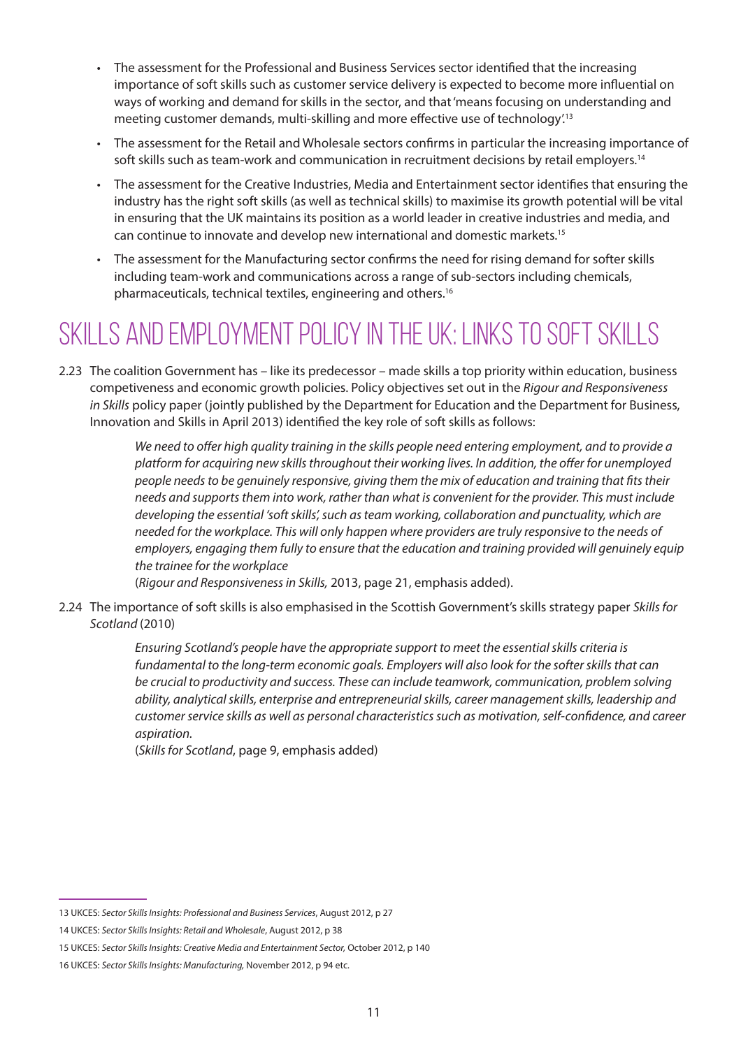- The assessment for the Professional and Business Services sector identified that the increasing importance of soft skills such as customer service delivery is expected to become more influential on ways of working and demand for skills in the sector, and that 'means focusing on understanding and meeting customer demands, multi-skilling and more effective use of technology'.[13]
- The assessment for the Retail and Wholesale sectors confirms in particular the increasing importance of soft skills such as team-work and communication in recruitment decisions by retail employers.[14]
- The assessment for the Creative Industries, Media and Entertainment sector identifies that ensuring the industry has the right soft skills (as well as technical skills) to maximise its growth potential will be vital in ensuring that the UK maintains its position as a world leader in creative industries and media, and can continue to innovate and develop new international and domestic markets.[15]
- The assessment for the Manufacturing sector confirms the need for rising demand for softer skills including team-work and communications across a range of sub-sectors including chemicals, pharmaceuticals, technical textiles, engineering and others.[16]

## SKILLS AND EMPLOYMENT POLICY IN THE UK: LINKS TO SOFT SKILLS

2.23 The coalition Government has – like its predecessor – made skills a top priority within education, business competiveness and economic growth policies. Policy objectives set out in the *Rigour and Responsiveness in Skills* policy paper (jointly published by the Department for Education and the Department for Business, Innovation and Skills in April 2013) identified the key role of soft skills as follows:

> *We need to offer high quality training in the skills people need entering employment, and to provide a platform for acquiring new skills throughout their working lives. In addition, the offer for unemployed people needs to be genuinely responsive, giving them the mix of education and training that fits their needs and supports them into work, rather than what is convenient for the provider. This must include developing the essential 'soft skills', such as team working, collaboration and punctuality, which are needed for the workplace. This will only happen where providers are truly responsive to the needs of employers, engaging them fully to ensure that the education and training provided will genuinely equip the trainee for the workplace*
> (*Rigour and Responsiveness in Skills,* 2013, page 21, emphasis added).

2.24 The importance of soft skills is also emphasised in the Scottish Government's skills strategy paper *Skills for Scotland* (2010)

> *Ensuring Scotland's people have the appropriate support to meet the essential skills criteria is fundamental to the long-term economic goals. Employers will also look for the softer skills that can be crucial to productivity and success. These can include teamwork, communication, problem solving ability, analytical skills, enterprise and entrepreneurial skills, career management skills, leadership and customer service skills as well as personal characteristics such as motivation, self-confidence, and career aspiration.*
> (*Skills for Scotland*, page 9, emphasis added)

---

13 UKCES: *Sector Skills Insights: Professional and Business Services*, August 2012, p 27

14 UKCES: *Sector Skills Insights: Retail and Wholesale*, August 2012, p 38

15 UKCES: *Sector Skills Insights: Creative Media and Entertainment Sector,* October 2012, p 140

16 UKCES: *Sector Skills Insights: Manufacturing,* November 2012, p 94 etc.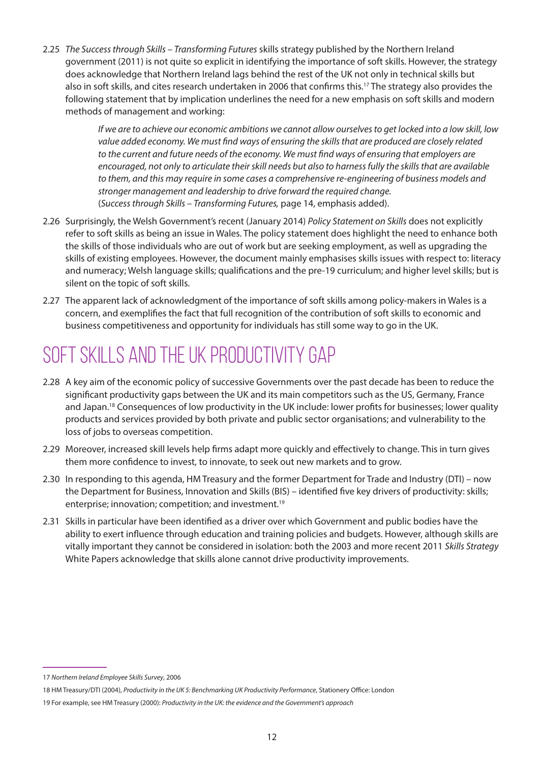2.25 *The Success through Skills – Transforming Futures* skills strategy published by the Northern Ireland government (2011) is not quite so explicit in identifying the importance of soft skills. However, the strategy does acknowledge that Northern Ireland lags behind the rest of the UK not only in technical skills but also in soft skills, and cites research undertaken in 2006 that confirms this.[17] The strategy also provides the following statement that by implication underlines the need for a new emphasis on soft skills and modern methods of management and working:

> *If we are to achieve our economic ambitions we cannot allow ourselves to get locked into a low skill, low value added economy. We must find ways of ensuring the skills that are produced are closely related to the current and future needs of the economy. We must find ways of ensuring that employers are encouraged, not only to articulate their skill needs but also to harness fully the skills that are available to them, and this may require in some cases a comprehensive re-engineering of business models and stronger management and leadership to drive forward the required change.*
> (*Success through Skills – Transforming Futures,* page 14, emphasis added).

2.26 Surprisingly, the Welsh Government's recent (January 2014) *Policy Statement on Skills* does not explicitly refer to soft skills as being an issue in Wales. The policy statement does highlight the need to enhance both the skills of those individuals who are out of work but are seeking employment, as well as upgrading the skills of existing employees. However, the document mainly emphasises skills issues with respect to: literacy and numeracy; Welsh language skills; qualifications and the pre-19 curriculum; and higher level skills; but is silent on the topic of soft skills.

2.27 The apparent lack of acknowledgment of the importance of soft skills among policy-makers in Wales is a concern, and exemplifies the fact that full recognition of the contribution of soft skills to economic and business competitiveness and opportunity for individuals has still some way to go in the UK.

## SOFT SKILLS AND THE UK PRODUCTIVITY GAP

2.28 A key aim of the economic policy of successive Governments over the past decade has been to reduce the significant productivity gaps between the UK and its main competitors such as the US, Germany, France and Japan.[18] Consequences of low productivity in the UK include: lower profits for businesses; lower quality products and services provided by both private and public sector organisations; and vulnerability to the loss of jobs to overseas competition.

2.29 Moreover, increased skill levels help firms adapt more quickly and effectively to change. This in turn gives them more confidence to invest, to innovate, to seek out new markets and to grow.

2.30 In responding to this agenda, HM Treasury and the former Department for Trade and Industry (DTI) – now the Department for Business, Innovation and Skills (BIS) – identified five key drivers of productivity: skills; enterprise; innovation; competition; and investment.[19]

2.31 Skills in particular have been identified as a driver over which Government and public bodies have the ability to exert influence through education and training policies and budgets. However, although skills are vitally important they cannot be considered in isolation: both the 2003 and more recent 2011 *Skills Strategy* White Papers acknowledge that skills alone cannot drive productivity improvements.

---

17 *Northern Ireland Employee Skills Survey*, 2006

18 HM Treasury/DTI (2004), *Productivity in the UK 5: Benchmarking UK Productivity Performance*, Stationery Office: London

19 For example, see HM Treasury (2000): *Productivity in the UK: the evidence and the Government's approach*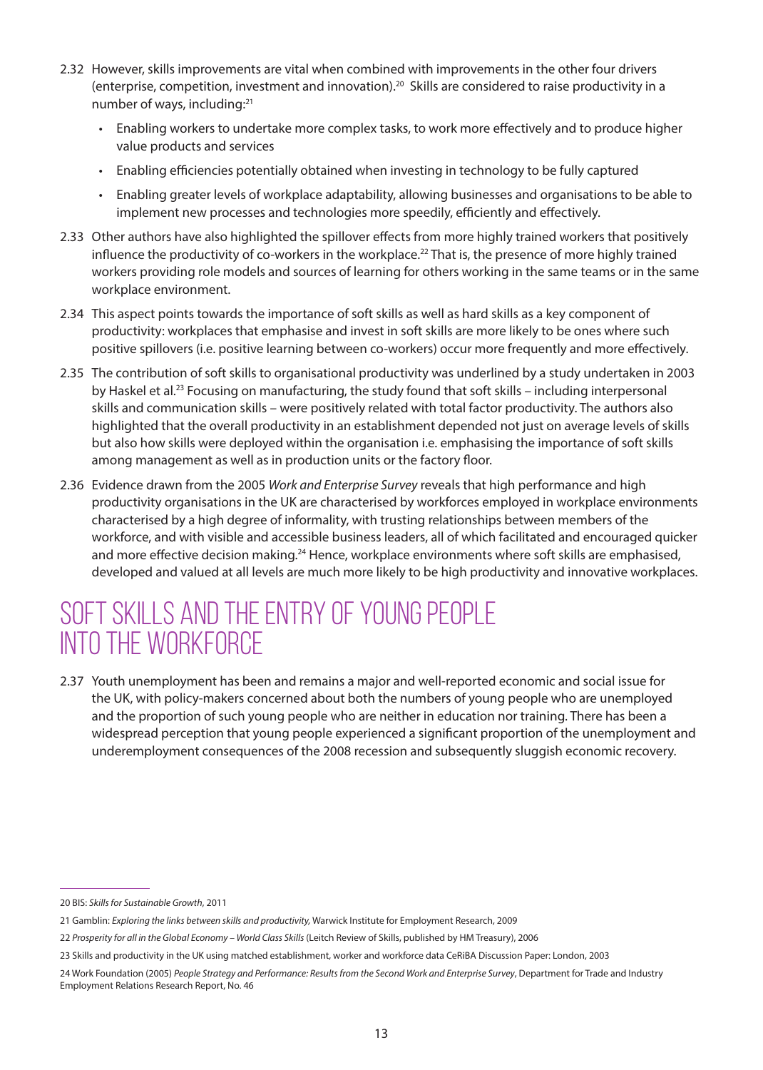2.32 However, skills improvements are vital when combined with improvements in the other four drivers (enterprise, competition, investment and innovation).[20] Skills are considered to raise productivity in a number of ways, including:[21]

- Enabling workers to undertake more complex tasks, to work more effectively and to produce higher value products and services
- Enabling efficiencies potentially obtained when investing in technology to be fully captured
- Enabling greater levels of workplace adaptability, allowing businesses and organisations to be able to implement new processes and technologies more speedily, efficiently and effectively.

2.33 Other authors have also highlighted the spillover effects from more highly trained workers that positively influence the productivity of co-workers in the workplace.[22] That is, the presence of more highly trained workers providing role models and sources of learning for others working in the same teams or in the same workplace environment.

2.34 This aspect points towards the importance of soft skills as well as hard skills as a key component of productivity: workplaces that emphasise and invest in soft skills are more likely to be ones where such positive spillovers (i.e. positive learning between co-workers) occur more frequently and more effectively.

2.35 The contribution of soft skills to organisational productivity was underlined by a study undertaken in 2003 by Haskel et al.[23] Focusing on manufacturing, the study found that soft skills – including interpersonal skills and communication skills – were positively related with total factor productivity. The authors also highlighted that the overall productivity in an establishment depended not just on average levels of skills but also how skills were deployed within the organisation i.e. emphasising the importance of soft skills among management as well as in production units or the factory floor.

2.36 Evidence drawn from the 2005 *Work and Enterprise Survey* reveals that high performance and high productivity organisations in the UK are characterised by workforces employed in workplace environments characterised by a high degree of informality, with trusting relationships between members of the workforce, and with visible and accessible business leaders, all of which facilitated and encouraged quicker and more effective decision making.[24] Hence, workplace environments where soft skills are emphasised, developed and valued at all levels are much more likely to be high productivity and innovative workplaces.

## SOFT SKILLS AND THE ENTRY OF YOUNG PEOPLE INTO THE WORKFORCE

2.37 Youth unemployment has been and remains a major and well-reported economic and social issue for the UK, with policy-makers concerned about both the numbers of young people who are unemployed and the proportion of such young people who are neither in education nor training. There has been a widespread perception that young people experienced a significant proportion of the unemployment and underemployment consequences of the 2008 recession and subsequently sluggish economic recovery.

---

20 BIS: *Skills for Sustainable Growth*, 2011

21 Gamblin: *Exploring the links between skills and productivity*, Warwick Institute for Employment Research, 2009

22 *Prosperity for all in the Global Economy – World Class Skills* (Leitch Review of Skills, published by HM Treasury), 2006

23 Skills and productivity in the UK using matched establishment, worker and workforce data CeRiBA Discussion Paper: London, 2003

24 Work Foundation (2005) *People Strategy and Performance: Results from the Second Work and Enterprise Survey*, Department for Trade and Industry Employment Relations Research Report, No. 46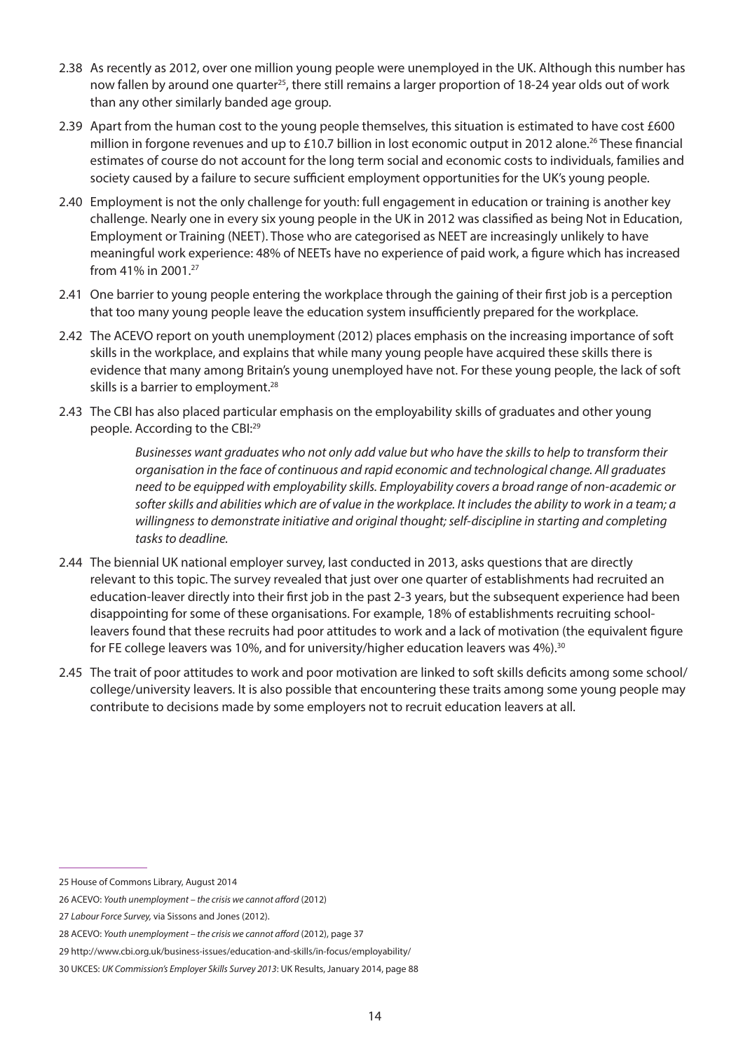2.38 As recently as 2012, over one million young people were unemployed in the UK. Although this number has now fallen by around one quarter[25], there still remains a larger proportion of 18-24 year olds out of work than any other similarly banded age group.

2.39 Apart from the human cost to the young people themselves, this situation is estimated to have cost £600 million in forgone revenues and up to £10.7 billion in lost economic output in 2012 alone.[26] These financial estimates of course do not account for the long term social and economic costs to individuals, families and society caused by a failure to secure sufficient employment opportunities for the UK's young people.

2.40 Employment is not the only challenge for youth: full engagement in education or training is another key challenge. Nearly one in every six young people in the UK in 2012 was classified as being Not in Education, Employment or Training (NEET). Those who are categorised as NEET are increasingly unlikely to have meaningful work experience: 48% of NEETs have no experience of paid work, a figure which has increased from 41% in 2001.[27]

2.41 One barrier to young people entering the workplace through the gaining of their first job is a perception that too many young people leave the education system insufficiently prepared for the workplace.

2.42 The ACEVO report on youth unemployment (2012) places emphasis on the increasing importance of soft skills in the workplace, and explains that while many young people have acquired these skills there is evidence that many among Britain's young unemployed have not. For these young people, the lack of soft skills is a barrier to employment.[28]

2.43 The CBI has also placed particular emphasis on the employability skills of graduates and other young people. According to the CBI:[29]

> *Businesses want graduates who not only add value but who have the skills to help to transform their organisation in the face of continuous and rapid economic and technological change. All graduates need to be equipped with employability skills. Employability covers a broad range of non-academic or softer skills and abilities which are of value in the workplace. It includes the ability to work in a team; a willingness to demonstrate initiative and original thought; self-discipline in starting and completing tasks to deadline.*

2.44 The biennial UK national employer survey, last conducted in 2013, asks questions that are directly relevant to this topic. The survey revealed that just over one quarter of establishments had recruited an education-leaver directly into their first job in the past 2-3 years, but the subsequent experience had been disappointing for some of these organisations. For example, 18% of establishments recruiting school-leavers found that these recruits had poor attitudes to work and a lack of motivation (the equivalent figure for FE college leavers was 10%, and for university/higher education leavers was 4%).[30]

2.45 The trait of poor attitudes to work and poor motivation are linked to soft skills deficits among some school/college/university leavers. It is also possible that encountering these traits among some young people may contribute to decisions made by some employers not to recruit education leavers at all.

---

25 House of Commons Library, August 2014

26 ACEVO: *Youth unemployment – the crisis we cannot afford* (2012)

27 *Labour Force Survey*, via Sissons and Jones (2012).

28 ACEVO: *Youth unemployment – the crisis we cannot afford* (2012), page 37

29 http://www.cbi.org.uk/business-issues/education-and-skills/in-focus/employability/

30 UKCES: *UK Commission's Employer Skills Survey 2013*: UK Results, January 2014, page 88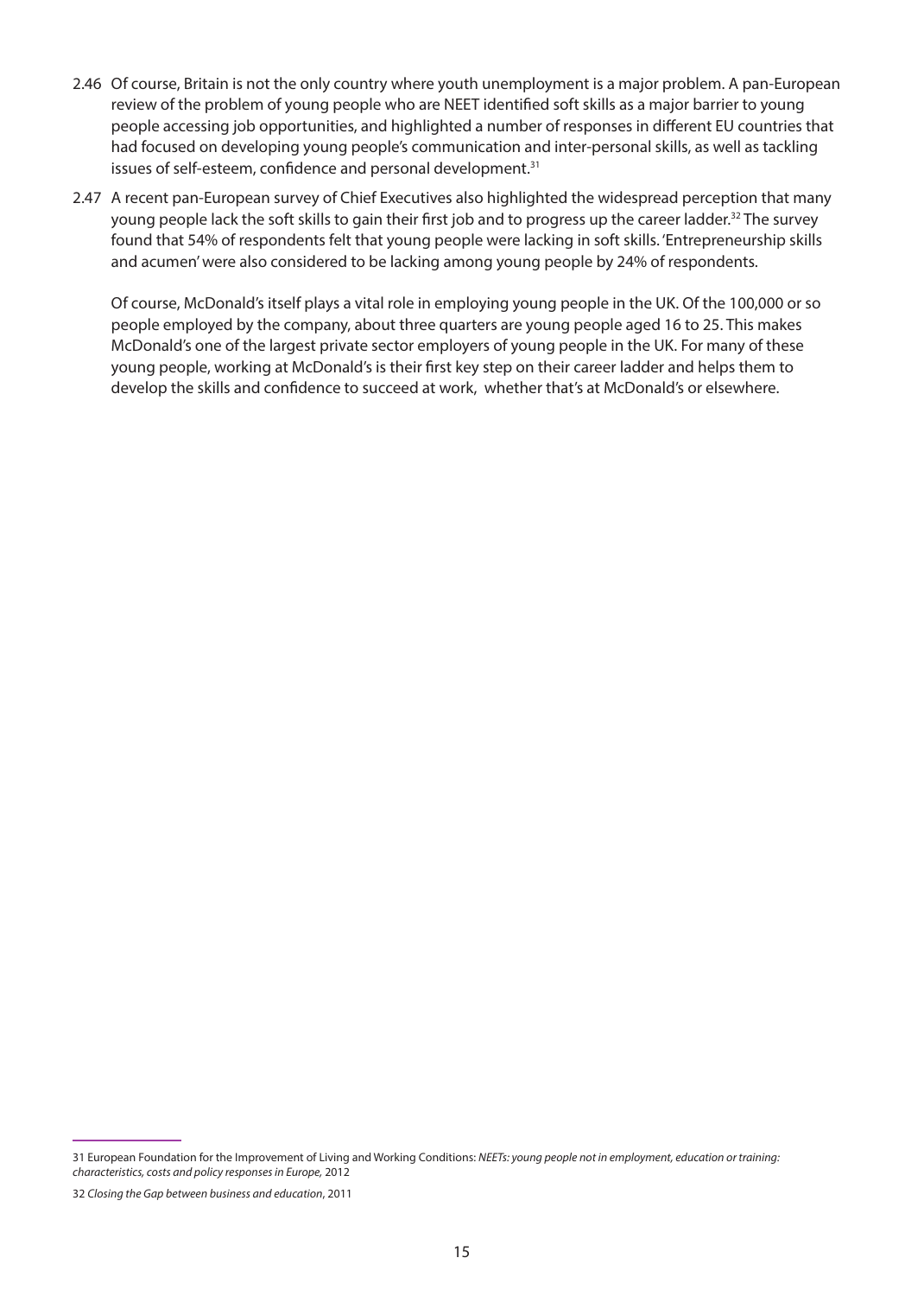2.46 Of course, Britain is not the only country where youth unemployment is a major problem. A pan-European review of the problem of young people who are NEET identified soft skills as a major barrier to young people accessing job opportunities, and highlighted a number of responses in different EU countries that had focused on developing young people's communication and inter-personal skills, as well as tackling issues of self-esteem, confidence and personal development.[31]

2.47 A recent pan-European survey of Chief Executives also highlighted the widespread perception that many young people lack the soft skills to gain their first job and to progress up the career ladder.[32] The survey found that 54% of respondents felt that young people were lacking in soft skills. 'Entrepreneurship skills and acumen' were also considered to be lacking among young people by 24% of respondents.

Of course, McDonald's itself plays a vital role in employing young people in the UK. Of the 100,000 or so people employed by the company, about three quarters are young people aged 16 to 25. This makes McDonald's one of the largest private sector employers of young people in the UK. For many of these young people, working at McDonald's is their first key step on their career ladder and helps them to develop the skills and confidence to succeed at work, whether that's at McDonald's or elsewhere.

---

31 European Foundation for the Improvement of Living and Working Conditions: *NEETs: young people not in employment, education or training: characteristics, costs and policy responses in Europe,* 2012

32 *Closing the Gap between business and education*, 2011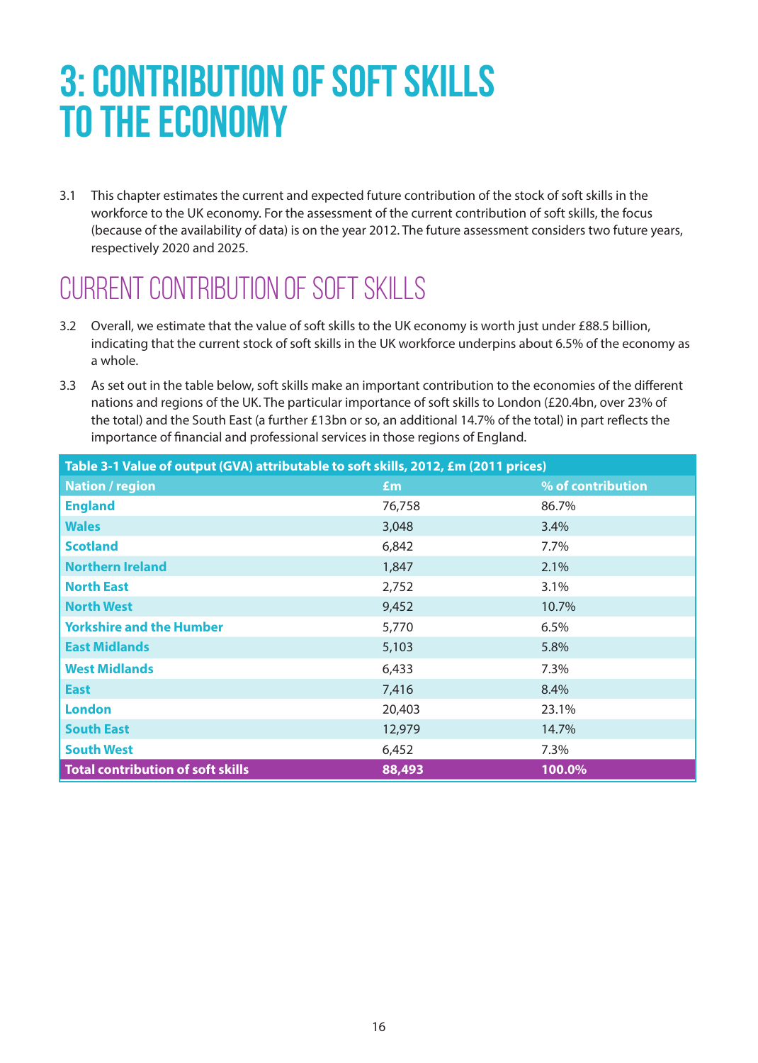# 3: CONTRIBUTION OF SOFT SKILLS TO THE ECONOMY

3.1 This chapter estimates the current and expected future contribution of the stock of soft skills in the workforce to the UK economy. For the assessment of the current contribution of soft skills, the focus (because of the availability of data) is on the year 2012. The future assessment considers two future years, respectively 2020 and 2025.

## CURRENT CONTRIBUTION OF SOFT SKILLS

3.2 Overall, we estimate that the value of soft skills to the UK economy is worth just under £88.5 billion, indicating that the current stock of soft skills in the UK workforce underpins about 6.5% of the economy as a whole.

3.3 As set out in the table below, soft skills make an important contribution to the economies of the different nations and regions of the UK. The particular importance of soft skills to London (£20.4bn, over 23% of the total) and the South East (a further £13bn or so, an additional 14.7% of the total) in part reflects the importance of financial and professional services in those regions of England.

**Table 3-1 Value of output (GVA) attributable to soft skills, 2012, £m (2011 prices)**

| Nation / region | £m | % of contribution |
|---|---|---|
| England | 76,758 | 86.7% |
| Wales | 3,048 | 3.4% |
| Scotland | 6,842 | 7.7% |
| Northern Ireland | 1,847 | 2.1% |
| North East | 2,752 | 3.1% |
| North West | 9,452 | 10.7% |
| Yorkshire and the Humber | 5,770 | 6.5% |
| East Midlands | 5,103 | 5.8% |
| West Midlands | 6,433 | 7.3% |
| East | 7,416 | 8.4% |
| London | 20,403 | 23.1% |
| South East | 12,979 | 14.7% |
| South West | 6,452 | 7.3% |
| **Total contribution of soft skills** | **88,493** | **100.0%** |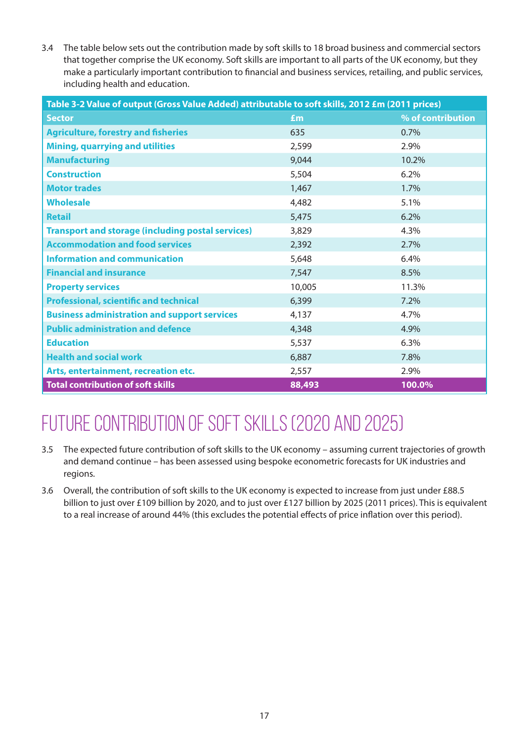3.4 The table below sets out the contribution made by soft skills to 18 broad business and commercial sectors that together comprise the UK economy. Soft skills are important to all parts of the UK economy, but they make a particularly important contribution to financial and business services, retailing, and public services, including health and education.

**Table 3-2 Value of output (Gross Value Added) attributable to soft skills, 2012 £m (2011 prices)**

| Sector | £m | % of contribution |
|---|---|---|
| Agriculture, forestry and fisheries | 635 | 0.7% |
| Mining, quarrying and utilities | 2,599 | 2.9% |
| Manufacturing | 9,044 | 10.2% |
| Construction | 5,504 | 6.2% |
| Motor trades | 1,467 | 1.7% |
| Wholesale | 4,482 | 5.1% |
| Retail | 5,475 | 6.2% |
| Transport and storage (including postal services) | 3,829 | 4.3% |
| Accommodation and food services | 2,392 | 2.7% |
| Information and communication | 5,648 | 6.4% |
| Financial and insurance | 7,547 | 8.5% |
| Property services | 10,005 | 11.3% |
| Professional, scientific and technical | 6,399 | 7.2% |
| Business administration and support services | 4,137 | 4.7% |
| Public administration and defence | 4,348 | 4.9% |
| Education | 5,537 | 6.3% |
| Health and social work | 6,887 | 7.8% |
| Arts, entertainment, recreation etc. | 2,557 | 2.9% |
| **Total contribution of soft skills** | **88,493** | **100.0%** |

# FUTURE CONTRIBUTION OF SOFT SKILLS (2020 AND 2025)

3.5 The expected future contribution of soft skills to the UK economy – assuming current trajectories of growth and demand continue – has been assessed using bespoke econometric forecasts for UK industries and regions.

3.6 Overall, the contribution of soft skills to the UK economy is expected to increase from just under £88.5 billion to just over £109 billion by 2020, and to just over £127 billion by 2025 (2011 prices). This is equivalent to a real increase of around 44% (this excludes the potential effects of price inflation over this period).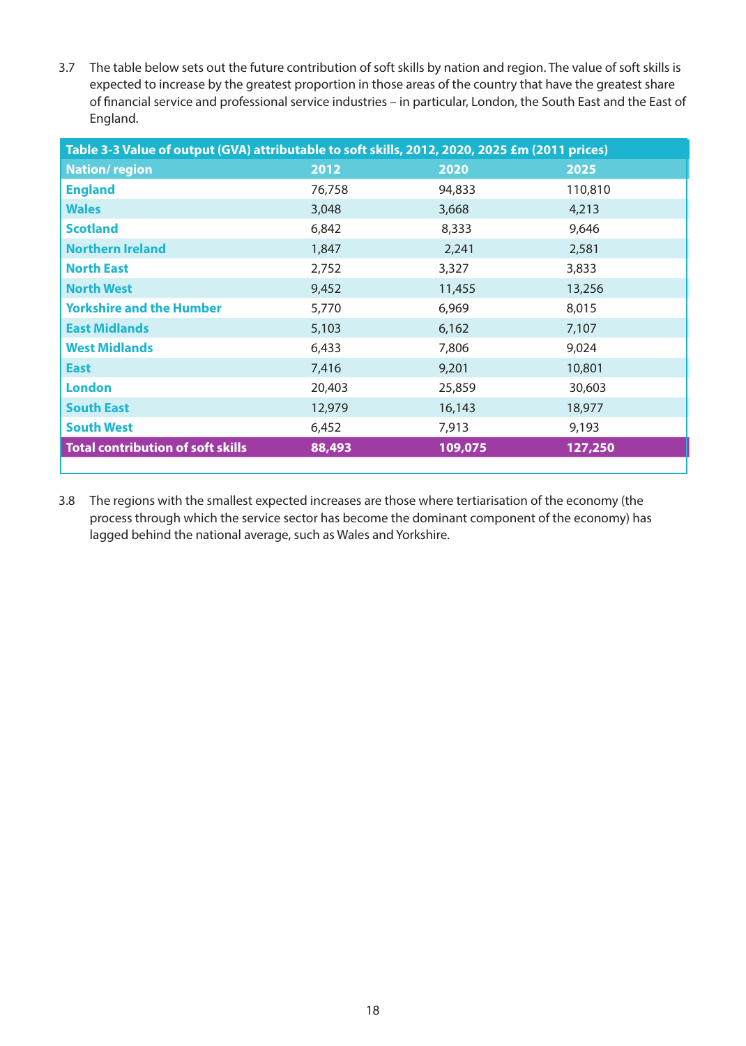3.7 The table below sets out the future contribution of soft skills by nation and region. The value of soft skills is expected to increase by the greatest proportion in those areas of the country that have the greatest share of financial service and professional service industries – in particular, London, the South East and the East of England.

**Table 3-3 Value of output (GVA) attributable to soft skills, 2012, 2020, 2025 £m (2011 prices)**

| Nation/ region | 2012 | 2020 | 2025 |
|---|---|---|---|
| England | 76,758 | 94,833 | 110,810 |
| Wales | 3,048 | 3,668 | 4,213 |
| Scotland | 6,842 | 8,333 | 9,646 |
| Northern Ireland | 1,847 | 2,241 | 2,581 |
| North East | 2,752 | 3,327 | 3,833 |
| North West | 9,452 | 11,455 | 13,256 |
| Yorkshire and the Humber | 5,770 | 6,969 | 8,015 |
| East Midlands | 5,103 | 6,162 | 7,107 |
| West Midlands | 6,433 | 7,806 | 9,024 |
| East | 7,416 | 9,201 | 10,801 |
| London | 20,403 | 25,859 | 30,603 |
| South East | 12,979 | 16,143 | 18,977 |
| South West | 6,452 | 7,913 | 9,193 |
| **Total contribution of soft skills** | **88,493** | **109,075** | **127,250** |

3.8 The regions with the smallest expected increases are those where tertiarisation of the economy (the process through which the service sector has become the dominant component of the economy) has lagged behind the national average, such as Wales and Yorkshire.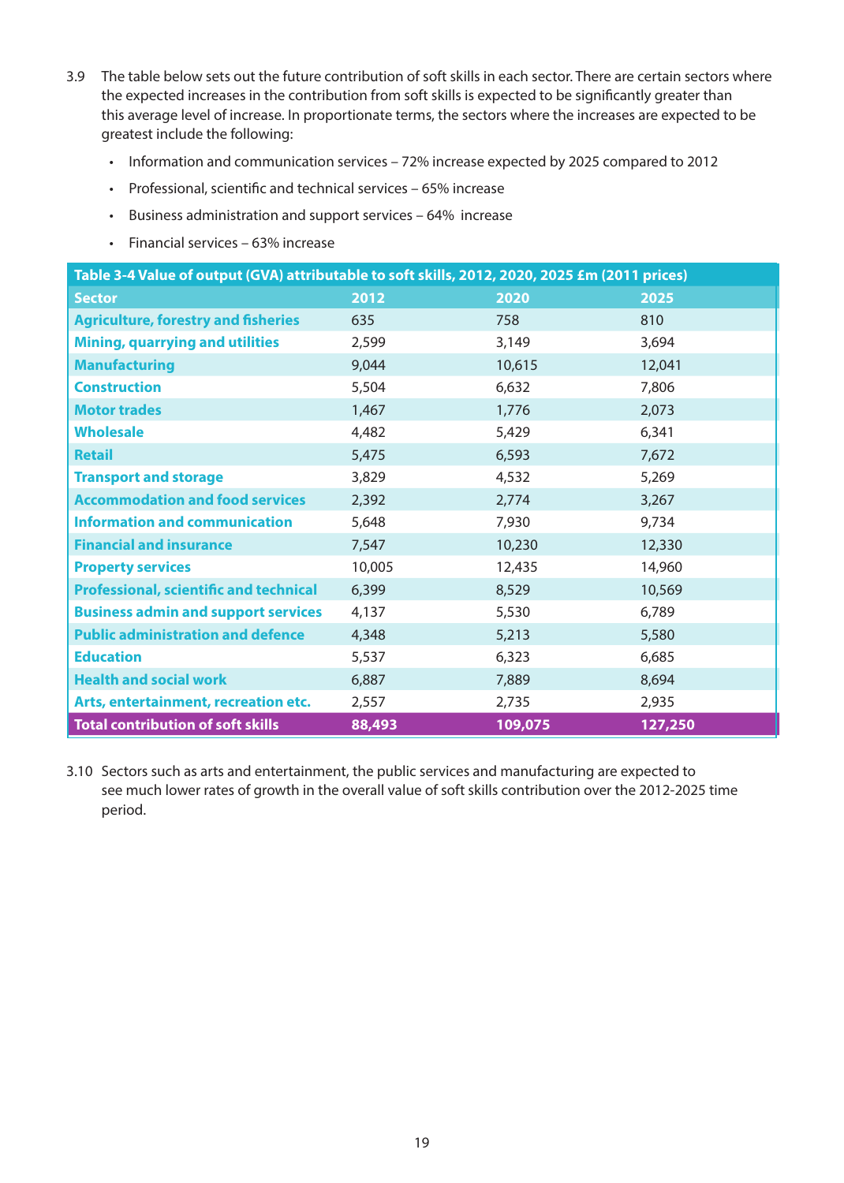3.9 The table below sets out the future contribution of soft skills in each sector. There are certain sectors where the expected increases in the contribution from soft skills is expected to be significantly greater than this average level of increase. In proportionate terms, the sectors where the increases are expected to be greatest include the following:

- Information and communication services – 72% increase expected by 2025 compared to 2012
- Professional, scientific and technical services – 65% increase
- Business administration and support services – 64% increase
- Financial services – 63% increase

**Table 3-4 Value of output (GVA) attributable to soft skills, 2012, 2020, 2025 £m (2011 prices)**

| Sector | 2012 | 2020 | 2025 |
|---|---|---|---|
| Agriculture, forestry and fisheries | 635 | 758 | 810 |
| Mining, quarrying and utilities | 2,599 | 3,149 | 3,694 |
| Manufacturing | 9,044 | 10,615 | 12,041 |
| Construction | 5,504 | 6,632 | 7,806 |
| Motor trades | 1,467 | 1,776 | 2,073 |
| Wholesale | 4,482 | 5,429 | 6,341 |
| Retail | 5,475 | 6,593 | 7,672 |
| Transport and storage | 3,829 | 4,532 | 5,269 |
| Accommodation and food services | 2,392 | 2,774 | 3,267 |
| Information and communication | 5,648 | 7,930 | 9,734 |
| Financial and insurance | 7,547 | 10,230 | 12,330 |
| Property services | 10,005 | 12,435 | 14,960 |
| Professional, scientific and technical | 6,399 | 8,529 | 10,569 |
| Business admin and support services | 4,137 | 5,530 | 6,789 |
| Public administration and defence | 4,348 | 5,213 | 5,580 |
| Education | 5,537 | 6,323 | 6,685 |
| Health and social work | 6,887 | 7,889 | 8,694 |
| Arts, entertainment, recreation etc. | 2,557 | 2,735 | 2,935 |
| **Total contribution of soft skills** | **88,493** | **109,075** | **127,250** |

3.10 Sectors such as arts and entertainment, the public services and manufacturing are expected to see much lower rates of growth in the overall value of soft skills contribution over the 2012-2025 time period.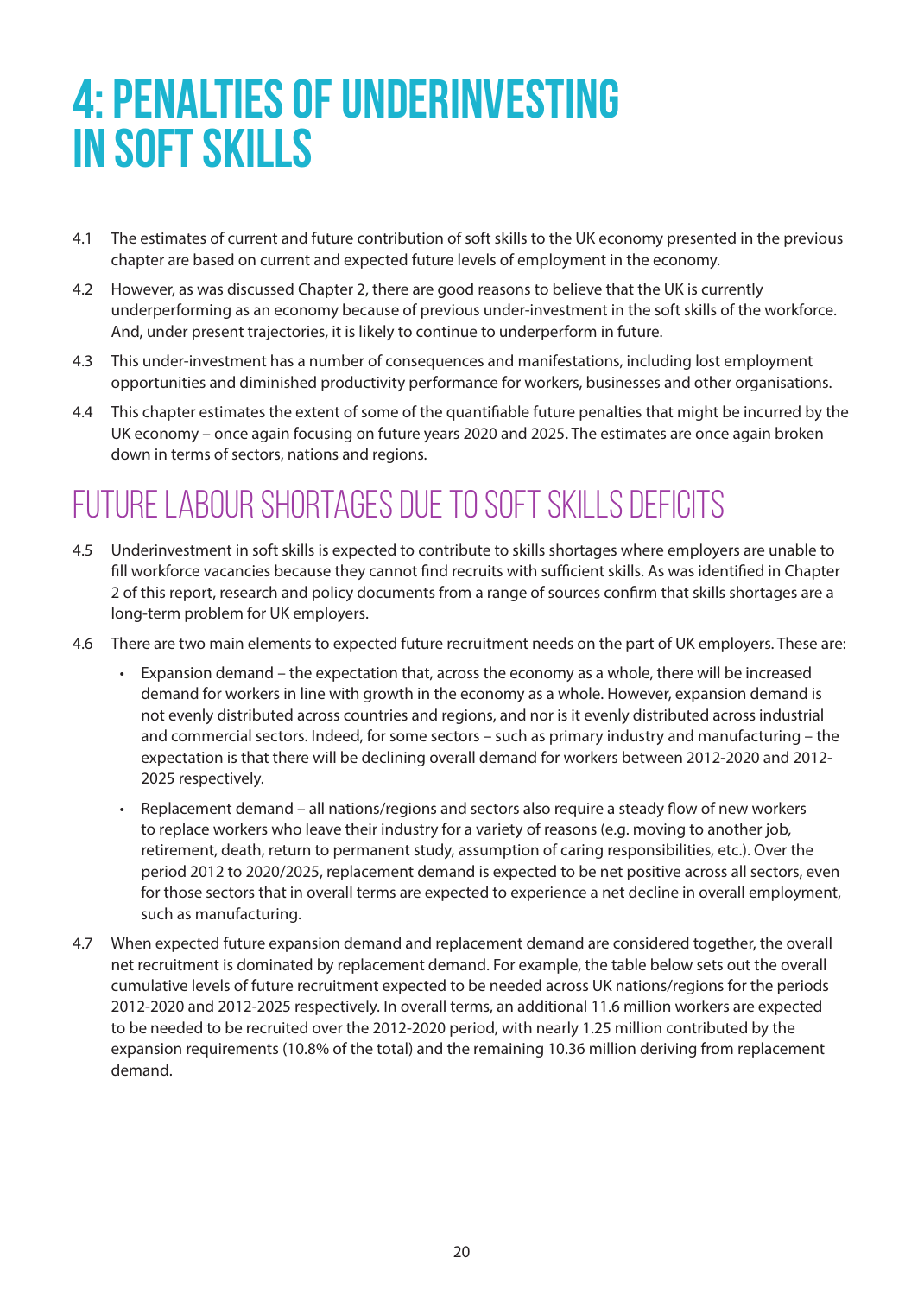# 4: PENALTIES OF UNDERINVESTING IN SOFT SKILLS

4.1 The estimates of current and future contribution of soft skills to the UK economy presented in the previous chapter are based on current and expected future levels of employment in the economy.

4.2 However, as was discussed Chapter 2, there are good reasons to believe that the UK is currently underperforming as an economy because of previous under-investment in the soft skills of the workforce. And, under present trajectories, it is likely to continue to underperform in future.

4.3 This under-investment has a number of consequences and manifestations, including lost employment opportunities and diminished productivity performance for workers, businesses and other organisations.

4.4 This chapter estimates the extent of some of the quantifiable future penalties that might be incurred by the UK economy – once again focusing on future years 2020 and 2025. The estimates are once again broken down in terms of sectors, nations and regions.

## FUTURE LABOUR SHORTAGES DUE TO SOFT SKILLS DEFICITS

4.5 Underinvestment in soft skills is expected to contribute to skills shortages where employers are unable to fill workforce vacancies because they cannot find recruits with sufficient skills. As was identified in Chapter 2 of this report, research and policy documents from a range of sources confirm that skills shortages are a long-term problem for UK employers.

4.6 There are two main elements to expected future recruitment needs on the part of UK employers. These are:

- Expansion demand – the expectation that, across the economy as a whole, there will be increased demand for workers in line with growth in the economy as a whole. However, expansion demand is not evenly distributed across countries and regions, and nor is it evenly distributed across industrial and commercial sectors. Indeed, for some sectors – such as primary industry and manufacturing – the expectation is that there will be declining overall demand for workers between 2012-2020 and 2012-2025 respectively.
- Replacement demand – all nations/regions and sectors also require a steady flow of new workers to replace workers who leave their industry for a variety of reasons (e.g. moving to another job, retirement, death, return to permanent study, assumption of caring responsibilities, etc.). Over the period 2012 to 2020/2025, replacement demand is expected to be net positive across all sectors, even for those sectors that in overall terms are expected to experience a net decline in overall employment, such as manufacturing.

4.7 When expected future expansion demand and replacement demand are considered together, the overall net recruitment is dominated by replacement demand. For example, the table below sets out the overall cumulative levels of future recruitment expected to be needed across UK nations/regions for the periods 2012-2020 and 2012-2025 respectively. In overall terms, an additional 11.6 million workers are expected to be needed to be recruited over the 2012-2020 period, with nearly 1.25 million contributed by the expansion requirements (10.8% of the total) and the remaining 10.36 million deriving from replacement demand.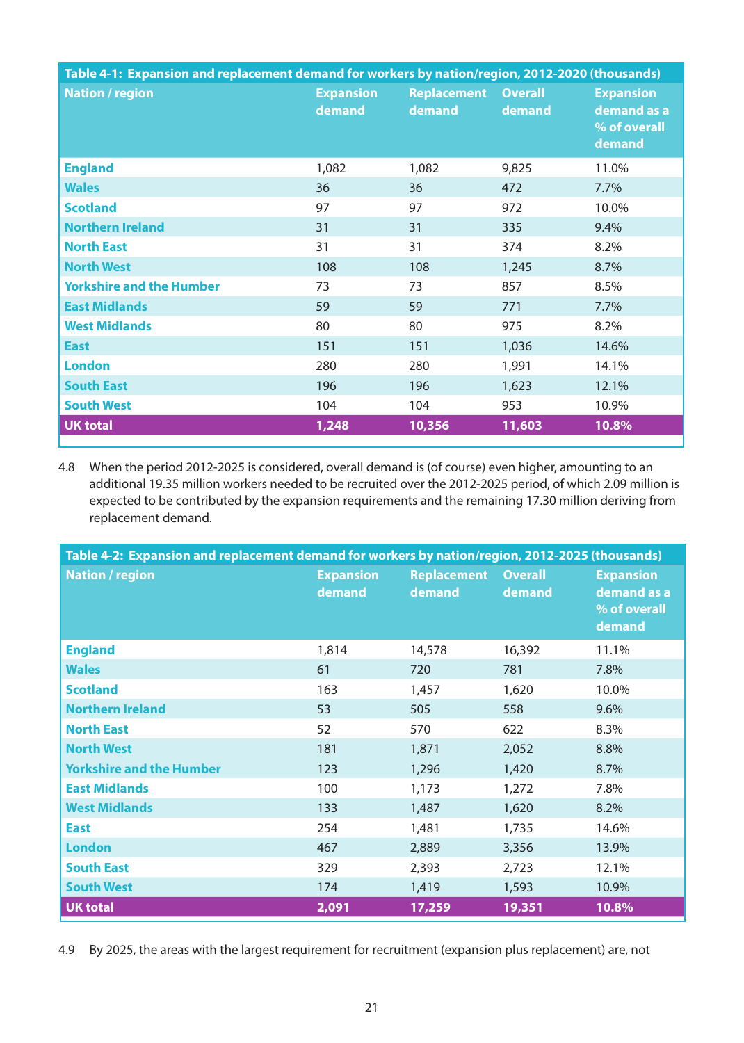| Table 4-1: Expansion and replacement demand for workers by nation/region, 2012-2020 (thousands) | | | | |
|---|---|---|---|---|
| **Nation / region** | **Expansion demand** | **Replacement demand** | **Overall demand** | **Expansion demand as a % of overall demand** |
| **England** | 1,082 | 1,082 | 9,825 | 11.0% |
| **Wales** | 36 | 36 | 472 | 7.7% |
| **Scotland** | 97 | 97 | 972 | 10.0% |
| **Northern Ireland** | 31 | 31 | 335 | 9.4% |
| **North East** | 31 | 31 | 374 | 8.2% |
| **North West** | 108 | 108 | 1,245 | 8.7% |
| **Yorkshire and the Humber** | 73 | 73 | 857 | 8.5% |
| **East Midlands** | 59 | 59 | 771 | 7.7% |
| **West Midlands** | 80 | 80 | 975 | 8.2% |
| **East** | 151 | 151 | 1,036 | 14.6% |
| **London** | 280 | 280 | 1,991 | 14.1% |
| **South East** | 196 | 196 | 1,623 | 12.1% |
| **South West** | 104 | 104 | 953 | 10.9% |
| **UK total** | **1,248** | **10,356** | **11,603** | **10.8%** |

4.8 When the period 2012-2025 is considered, overall demand is (of course) even higher, amounting to an additional 19.35 million workers needed to be recruited over the 2012-2025 period, of which 2.09 million is expected to be contributed by the expansion requirements and the remaining 17.30 million deriving from replacement demand.

| Table 4-2: Expansion and replacement demand for workers by nation/region, 2012-2025 (thousands) | | | | |
|---|---|---|---|---|
| **Nation / region** | **Expansion demand** | **Replacement demand** | **Overall demand** | **Expansion demand as a % of overall demand** |
| **England** | 1,814 | 14,578 | 16,392 | 11.1% |
| **Wales** | 61 | 720 | 781 | 7.8% |
| **Scotland** | 163 | 1,457 | 1,620 | 10.0% |
| **Northern Ireland** | 53 | 505 | 558 | 9.6% |
| **North East** | 52 | 570 | 622 | 8.3% |
| **North West** | 181 | 1,871 | 2,052 | 8.8% |
| **Yorkshire and the Humber** | 123 | 1,296 | 1,420 | 8.7% |
| **East Midlands** | 100 | 1,173 | 1,272 | 7.8% |
| **West Midlands** | 133 | 1,487 | 1,620 | 8.2% |
| **East** | 254 | 1,481 | 1,735 | 14.6% |
| **London** | 467 | 2,889 | 3,356 | 13.9% |
| **South East** | 329 | 2,393 | 2,723 | 12.1% |
| **South West** | 174 | 1,419 | 1,593 | 10.9% |
| **UK total** | **2,091** | **17,259** | **19,351** | **10.8%** |

4.9 By 2025, the areas with the largest requirement for recruitment (expansion plus replacement) are, not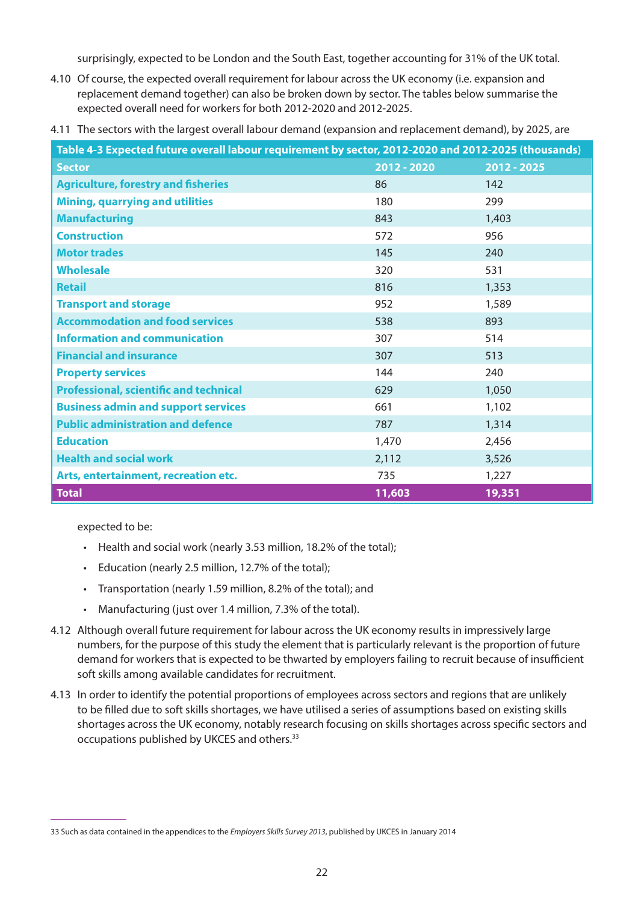surprisingly, expected to be London and the South East, together accounting for 31% of the UK total.

4.10 Of course, the expected overall requirement for labour across the UK economy (i.e. expansion and replacement demand together) can also be broken down by sector. The tables below summarise the expected overall need for workers for both 2012-2020 and 2012-2025.

4.11 The sectors with the largest overall labour demand (expansion and replacement demand), by 2025, are expected to be:

**Table 4-3 Expected future overall labour requirement by sector, 2012-2020 and 2012-2025 (thousands)**

| Sector | 2012 - 2020 | 2012 - 2025 |
|---|---|---|
| Agriculture, forestry and fisheries | 86 | 142 |
| Mining, quarrying and utilities | 180 | 299 |
| Manufacturing | 843 | 1,403 |
| Construction | 572 | 956 |
| Motor trades | 145 | 240 |
| Wholesale | 320 | 531 |
| Retail | 816 | 1,353 |
| Transport and storage | 952 | 1,589 |
| Accommodation and food services | 538 | 893 |
| Information and communication | 307 | 514 |
| Financial and insurance | 307 | 513 |
| Property services | 144 | 240 |
| Professional, scientific and technical | 629 | 1,050 |
| Business admin and support services | 661 | 1,102 |
| Public administration and defence | 787 | 1,314 |
| Education | 1,470 | 2,456 |
| Health and social work | 2,112 | 3,526 |
| Arts, entertainment, recreation etc. | 735 | 1,227 |
| **Total** | **11,603** | **19,351** |

- Health and social work (nearly 3.53 million, 18.2% of the total);
- Education (nearly 2.5 million, 12.7% of the total);
- Transportation (nearly 1.59 million, 8.2% of the total); and
- Manufacturing (just over 1.4 million, 7.3% of the total).

4.12 Although overall future requirement for labour across the UK economy results in impressively large numbers, for the purpose of this study the element that is particularly relevant is the proportion of future demand for workers that is expected to be thwarted by employers failing to recruit because of insufficient soft skills among available candidates for recruitment.

4.13 In order to identify the potential proportions of employees across sectors and regions that are unlikely to be filled due to soft skills shortages, we have utilised a series of assumptions based on existing skills shortages across the UK economy, notably research focusing on skills shortages across specific sectors and occupations published by UKCES and others.[33]

---

33 Such as data contained in the appendices to the *Employers Skills Survey 2013*, published by UKCES in January 2014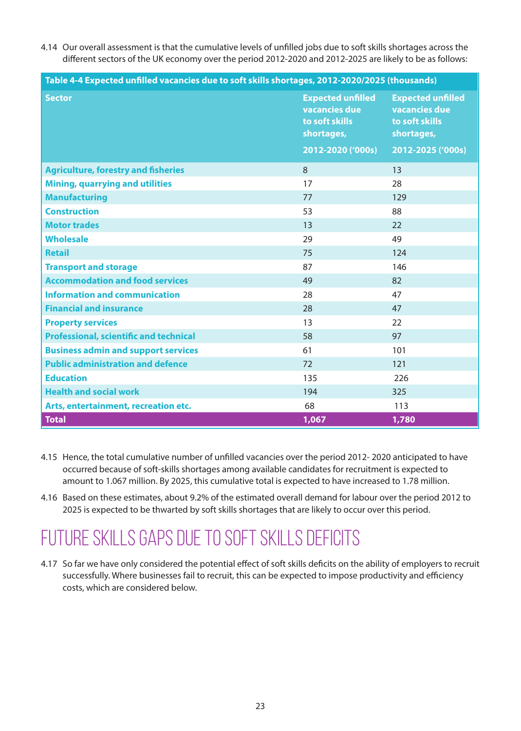4.14 Our overall assessment is that the cumulative levels of unfilled jobs due to soft skills shortages across the different sectors of the UK economy over the period 2012-2020 and 2012-2025 are likely to be as follows:

**Table 4-4 Expected unfilled vacancies due to soft skills shortages, 2012-2020/2025 (thousands)**

| Sector | Expected unfilled vacancies due to soft skills shortages, 2012-2020 ('000s) | Expected unfilled vacancies due to soft skills shortages, 2012-2025 ('000s) |
|---|---|---|
| Agriculture, forestry and fisheries | 8 | 13 |
| Mining, quarrying and utilities | 17 | 28 |
| Manufacturing | 77 | 129 |
| Construction | 53 | 88 |
| Motor trades | 13 | 22 |
| Wholesale | 29 | 49 |
| Retail | 75 | 124 |
| Transport and storage | 87 | 146 |
| Accommodation and food services | 49 | 82 |
| Information and communication | 28 | 47 |
| Financial and insurance | 28 | 47 |
| Property services | 13 | 22 |
| Professional, scientific and technical | 58 | 97 |
| Business admin and support services | 61 | 101 |
| Public administration and defence | 72 | 121 |
| Education | 135 | 226 |
| Health and social work | 194 | 325 |
| Arts, entertainment, recreation etc. | 68 | 113 |
| **Total** | **1,067** | **1,780** |

4.15 Hence, the total cumulative number of unfilled vacancies over the period 2012- 2020 anticipated to have occurred because of soft-skills shortages among available candidates for recruitment is expected to amount to 1.067 million. By 2025, this cumulative total is expected to have increased to 1.78 million.

4.16 Based on these estimates, about 9.2% of the estimated overall demand for labour over the period 2012 to 2025 is expected to be thwarted by soft skills shortages that are likely to occur over this period.

# FUTURE SKILLS GAPS DUE TO SOFT SKILLS DEFICITS

4.17 So far we have only considered the potential effect of soft skills deficits on the ability of employers to recruit successfully. Where businesses fail to recruit, this can be expected to impose productivity and efficiency costs, which are considered below.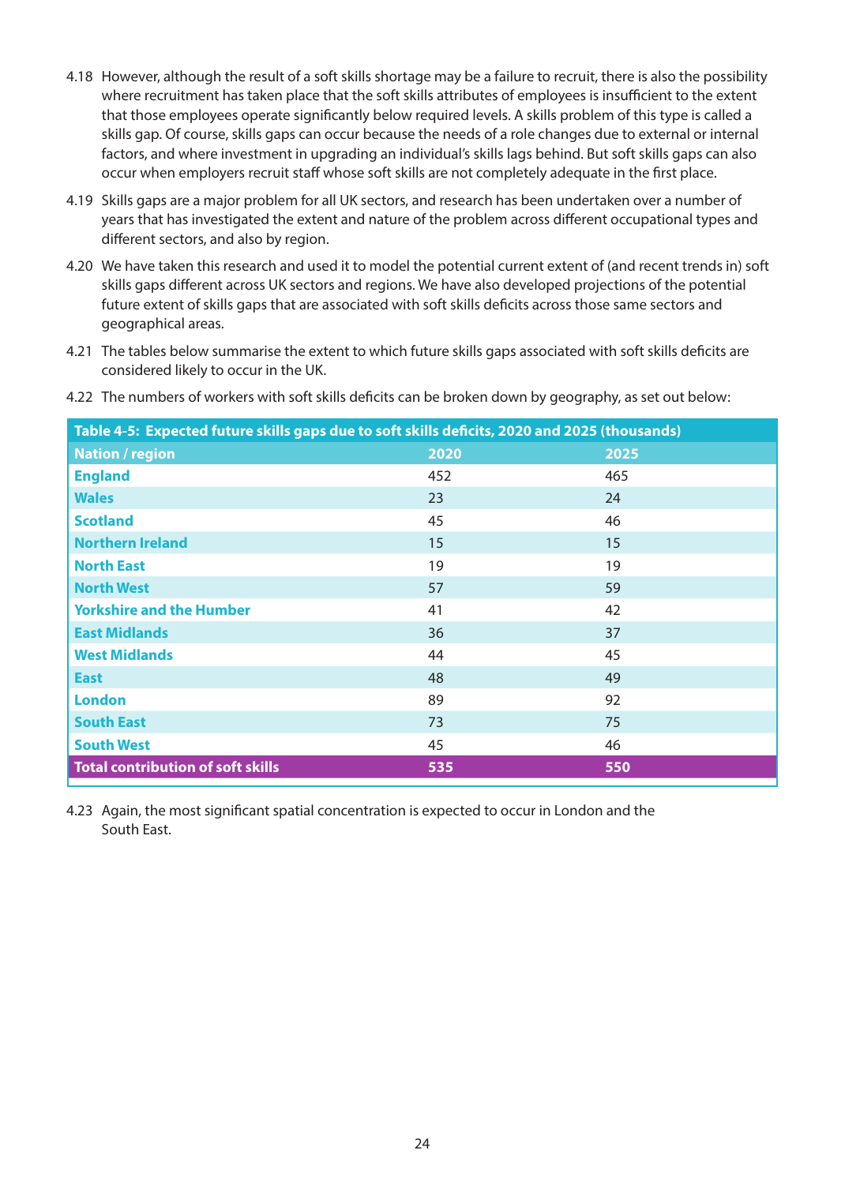4.18 However, although the result of a soft skills shortage may be a failure to recruit, there is also the possibility where recruitment has taken place that the soft skills attributes of employees is insufficient to the extent that those employees operate significantly below required levels. A skills problem of this type is called a skills gap. Of course, skills gaps can occur because the needs of a role changes due to external or internal factors, and where investment in upgrading an individual's skills lags behind. But soft skills gaps can also occur when employers recruit staff whose soft skills are not completely adequate in the first place.

4.19 Skills gaps are a major problem for all UK sectors, and research has been undertaken over a number of years that has investigated the extent and nature of the problem across different occupational types and different sectors, and also by region.

4.20 We have taken this research and used it to model the potential current extent of (and recent trends in) soft skills gaps different across UK sectors and regions. We have also developed projections of the potential future extent of skills gaps that are associated with soft skills deficits across those same sectors and geographical areas.

4.21 The tables below summarise the extent to which future skills gaps associated with soft skills deficits are considered likely to occur in the UK.

4.22 The numbers of workers with soft skills deficits can be broken down by geography, as set out below:

**Table 4-5: Expected future skills gaps due to soft skills deficits, 2020 and 2025 (thousands)**

| Nation / region | 2020 | 2025 |
|---|---|---|
| England | 452 | 465 |
| Wales | 23 | 24 |
| Scotland | 45 | 46 |
| Northern Ireland | 15 | 15 |
| North East | 19 | 19 |
| North West | 57 | 59 |
| Yorkshire and the Humber | 41 | 42 |
| East Midlands | 36 | 37 |
| West Midlands | 44 | 45 |
| East | 48 | 49 |
| London | 89 | 92 |
| South East | 73 | 75 |
| South West | 45 | 46 |
| **Total contribution of soft skills** | **535** | **550** |

4.23 Again, the most significant spatial concentration is expected to occur in London and the South East.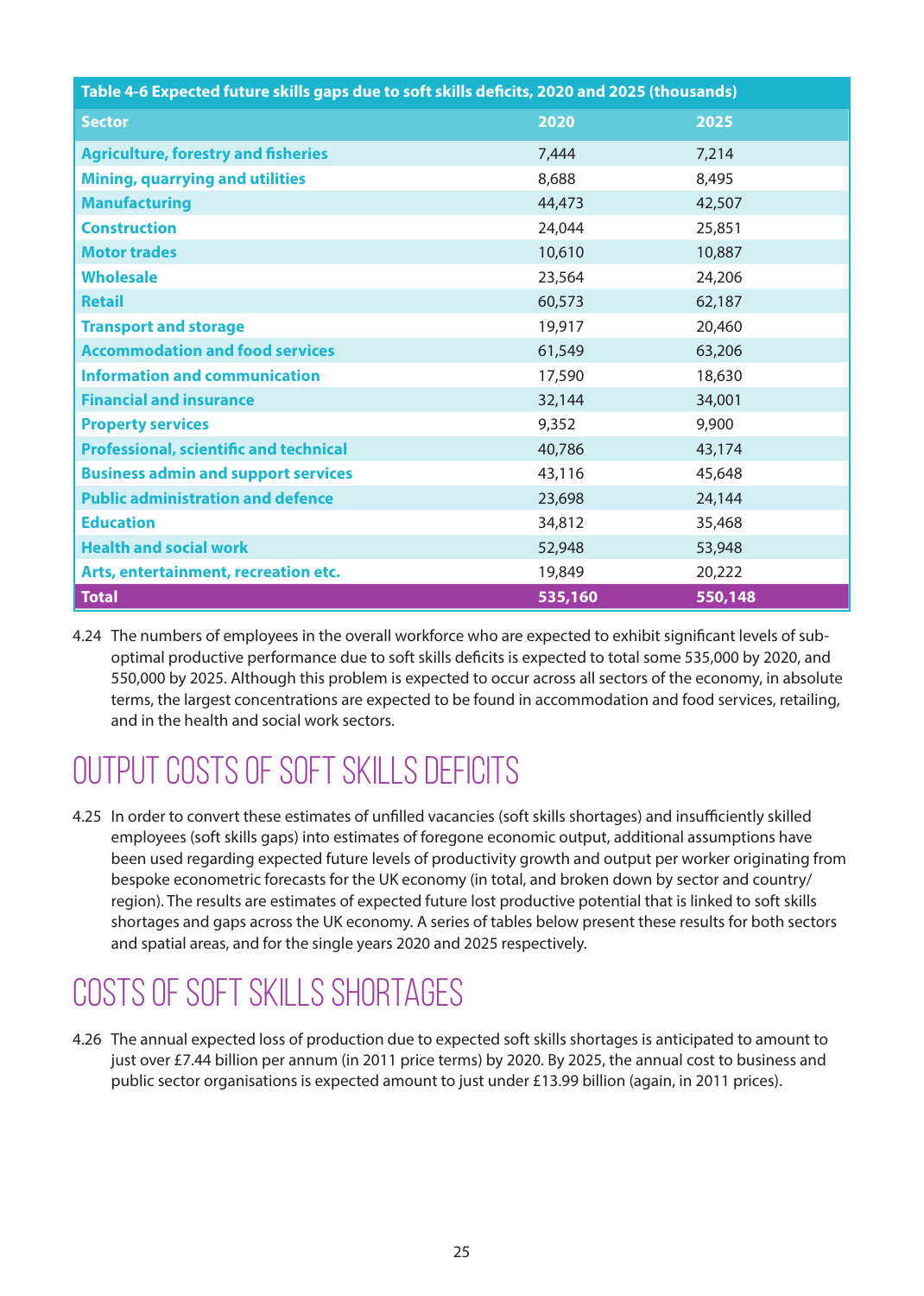| Table 4-6 Expected future skills gaps due to soft skills deficits, 2020 and 2025 (thousands) | | |
|---|---|---|
| **Sector** | **2020** | **2025** |
| **Agriculture, forestry and fisheries** | 7,444 | 7,214 |
| **Mining, quarrying and utilities** | 8,688 | 8,495 |
| **Manufacturing** | 44,473 | 42,507 |
| **Construction** | 24,044 | 25,851 |
| **Motor trades** | 10,610 | 10,887 |
| **Wholesale** | 23,564 | 24,206 |
| **Retail** | 60,573 | 62,187 |
| **Transport and storage** | 19,917 | 20,460 |
| **Accommodation and food services** | 61,549 | 63,206 |
| **Information and communication** | 17,590 | 18,630 |
| **Financial and insurance** | 32,144 | 34,001 |
| **Property services** | 9,352 | 9,900 |
| **Professional, scientific and technical** | 40,786 | 43,174 |
| **Business admin and support services** | 43,116 | 45,648 |
| **Public administration and defence** | 23,698 | 24,144 |
| **Education** | 34,812 | 35,468 |
| **Health and social work** | 52,948 | 53,948 |
| **Arts, entertainment, recreation etc.** | 19,849 | 20,222 |
| **Total** | **535,160** | **550,148** |

4.24 The numbers of employees in the overall workforce who are expected to exhibit significant levels of sub-optimal productive performance due to soft skills deficits is expected to total some 535,000 by 2020, and 550,000 by 2025. Although this problem is expected to occur across all sectors of the economy, in absolute terms, the largest concentrations are expected to be found in accommodation and food services, retailing, and in the health and social work sectors.

## OUTPUT COSTS OF SOFT SKILLS DEFICITS

4.25 In order to convert these estimates of unfilled vacancies (soft skills shortages) and insufficiently skilled employees (soft skills gaps) into estimates of foregone economic output, additional assumptions have been used regarding expected future levels of productivity growth and output per worker originating from bespoke econometric forecasts for the UK economy (in total, and broken down by sector and country/region). The results are estimates of expected future lost productive potential that is linked to soft skills shortages and gaps across the UK economy. A series of tables below present these results for both sectors and spatial areas, and for the single years 2020 and 2025 respectively.

## COSTS OF SOFT SKILLS SHORTAGES

4.26 The annual expected loss of production due to expected soft skills shortages is anticipated to amount to just over £7.44 billion per annum (in 2011 price terms) by 2020. By 2025, the annual cost to business and public sector organisations is expected amount to just under £13.99 billion (again, in 2011 prices).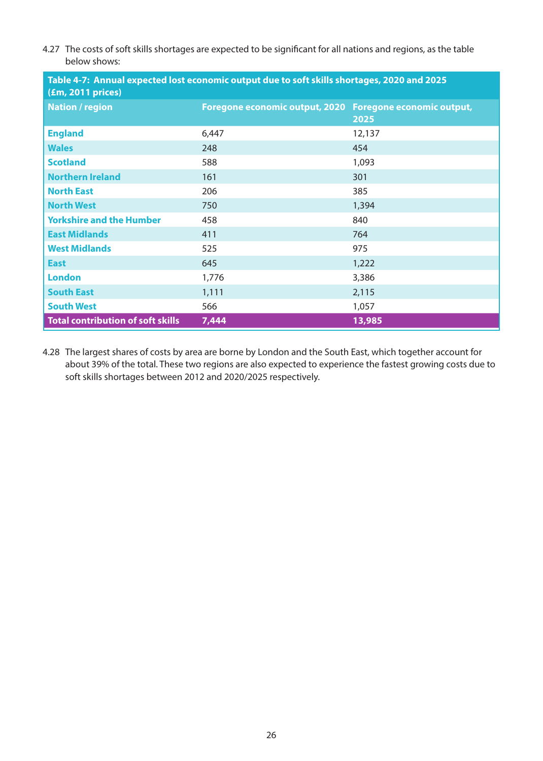4.27 The costs of soft skills shortages are expected to be significant for all nations and regions, as the table below shows:

**Table 4-7: Annual expected lost economic output due to soft skills shortages, 2020 and 2025 (£m, 2011 prices)**

| Nation / region | Foregone economic output, 2020 | Foregone economic output, 2025 |
|---|---|---|
| England | 6,447 | 12,137 |
| Wales | 248 | 454 |
| Scotland | 588 | 1,093 |
| Northern Ireland | 161 | 301 |
| North East | 206 | 385 |
| North West | 750 | 1,394 |
| Yorkshire and the Humber | 458 | 840 |
| East Midlands | 411 | 764 |
| West Midlands | 525 | 975 |
| East | 645 | 1,222 |
| London | 1,776 | 3,386 |
| South East | 1,111 | 2,115 |
| South West | 566 | 1,057 |
| **Total contribution of soft skills** | **7,444** | **13,985** |

4.28 The largest shares of costs by area are borne by London and the South East, which together account for about 39% of the total. These two regions are also expected to experience the fastest growing costs due to soft skills shortages between 2012 and 2020/2025 respectively.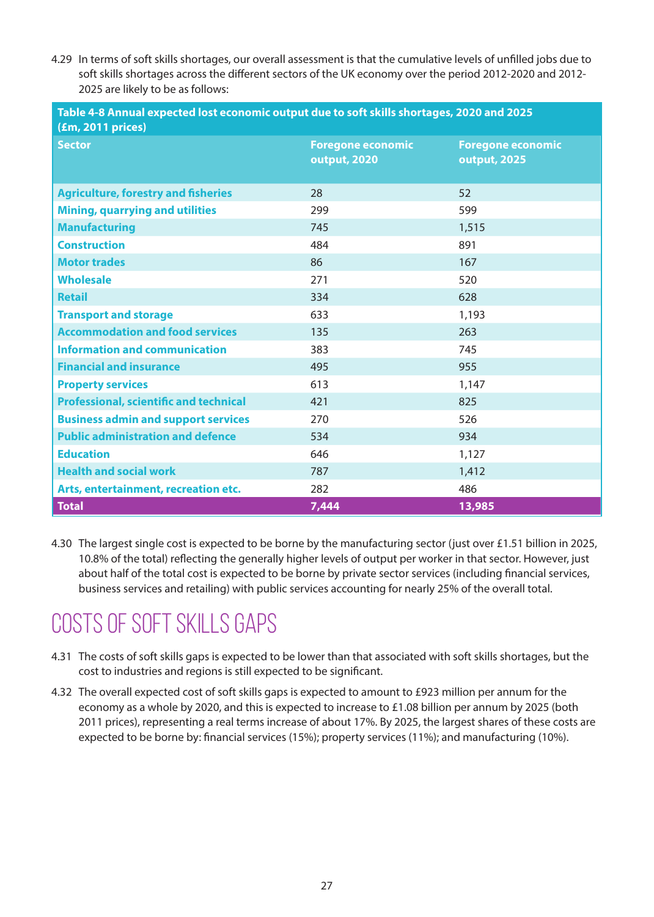4.29 In terms of soft skills shortages, our overall assessment is that the cumulative levels of unfilled jobs due to soft skills shortages across the different sectors of the UK economy over the period 2012-2020 and 2012-2025 are likely to be as follows:

**Table 4-8 Annual expected lost economic output due to soft skills shortages, 2020 and 2025 (£m, 2011 prices)**

| Sector | Foregone economic output, 2020 | Foregone economic output, 2025 |
|---|---|---|
| Agriculture, forestry and fisheries | 28 | 52 |
| Mining, quarrying and utilities | 299 | 599 |
| Manufacturing | 745 | 1,515 |
| Construction | 484 | 891 |
| Motor trades | 86 | 167 |
| Wholesale | 271 | 520 |
| Retail | 334 | 628 |
| Transport and storage | 633 | 1,193 |
| Accommodation and food services | 135 | 263 |
| Information and communication | 383 | 745 |
| Financial and insurance | 495 | 955 |
| Property services | 613 | 1,147 |
| Professional, scientific and technical | 421 | 825 |
| Business admin and support services | 270 | 526 |
| Public administration and defence | 534 | 934 |
| Education | 646 | 1,127 |
| Health and social work | 787 | 1,412 |
| Arts, entertainment, recreation etc. | 282 | 486 |
| **Total** | **7,444** | **13,985** |

4.30 The largest single cost is expected to be borne by the manufacturing sector (just over £1.51 billion in 2025, 10.8% of the total) reflecting the generally higher levels of output per worker in that sector. However, just about half of the total cost is expected to be borne by private sector services (including financial services, business services and retailing) with public services accounting for nearly 25% of the overall total.

## COSTS OF SOFT SKILLS GAPS

4.31 The costs of soft skills gaps is expected to be lower than that associated with soft skills shortages, but the cost to industries and regions is still expected to be significant.

4.32 The overall expected cost of soft skills gaps is expected to amount to £923 million per annum for the economy as a whole by 2020, and this is expected to increase to £1.08 billion per annum by 2025 (both 2011 prices), representing a real terms increase of about 17%. By 2025, the largest shares of these costs are expected to be borne by: financial services (15%); property services (11%); and manufacturing (10%).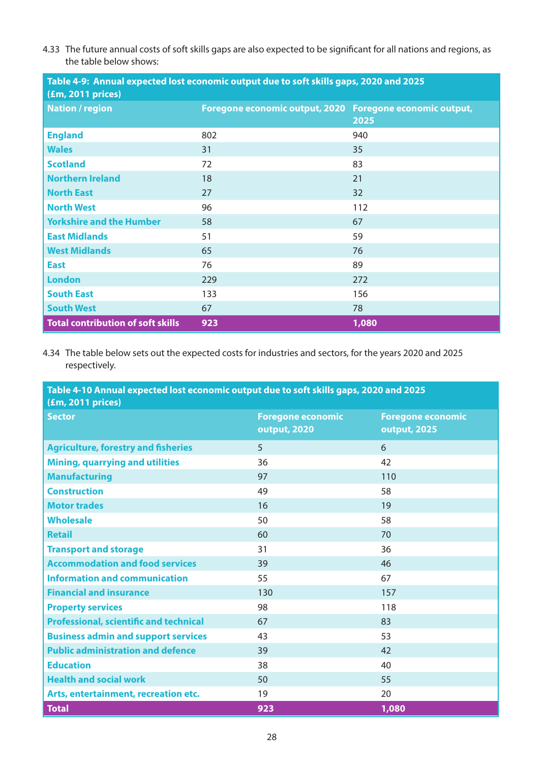4.33 The future annual costs of soft skills gaps are also expected to be significant for all nations and regions, as the table below shows:

**Table 4-9: Annual expected lost economic output due to soft skills gaps, 2020 and 2025 (£m, 2011 prices)**

| Nation / region | Foregone economic output, 2020 | Foregone economic output, 2025 |
|---|---|---|
| England | 802 | 940 |
| Wales | 31 | 35 |
| Scotland | 72 | 83 |
| Northern Ireland | 18 | 21 |
| North East | 27 | 32 |
| North West | 96 | 112 |
| Yorkshire and the Humber | 58 | 67 |
| East Midlands | 51 | 59 |
| West Midlands | 65 | 76 |
| East | 76 | 89 |
| London | 229 | 272 |
| South East | 133 | 156 |
| South West | 67 | 78 |
| **Total contribution of soft skills** | **923** | **1,080** |

4.34 The table below sets out the expected costs for industries and sectors, for the years 2020 and 2025 respectively.

**Table 4-10 Annual expected lost economic output due to soft skills gaps, 2020 and 2025 (£m, 2011 prices)**

| Sector | Foregone economic output, 2020 | Foregone economic output, 2025 |
|---|---|---|
| Agriculture, forestry and fisheries | 5 | 6 |
| Mining, quarrying and utilities | 36 | 42 |
| Manufacturing | 97 | 110 |
| Construction | 49 | 58 |
| Motor trades | 16 | 19 |
| Wholesale | 50 | 58 |
| Retail | 60 | 70 |
| Transport and storage | 31 | 36 |
| Accommodation and food services | 39 | 46 |
| Information and communication | 55 | 67 |
| Financial and insurance | 130 | 157 |
| Property services | 98 | 118 |
| Professional, scientific and technical | 67 | 83 |
| Business admin and support services | 43 | 53 |
| Public administration and defence | 39 | 42 |
| Education | 38 | 40 |
| Health and social work | 50 | 55 |
| Arts, entertainment, recreation etc. | 19 | 20 |
| **Total** | **923** | **1,080** |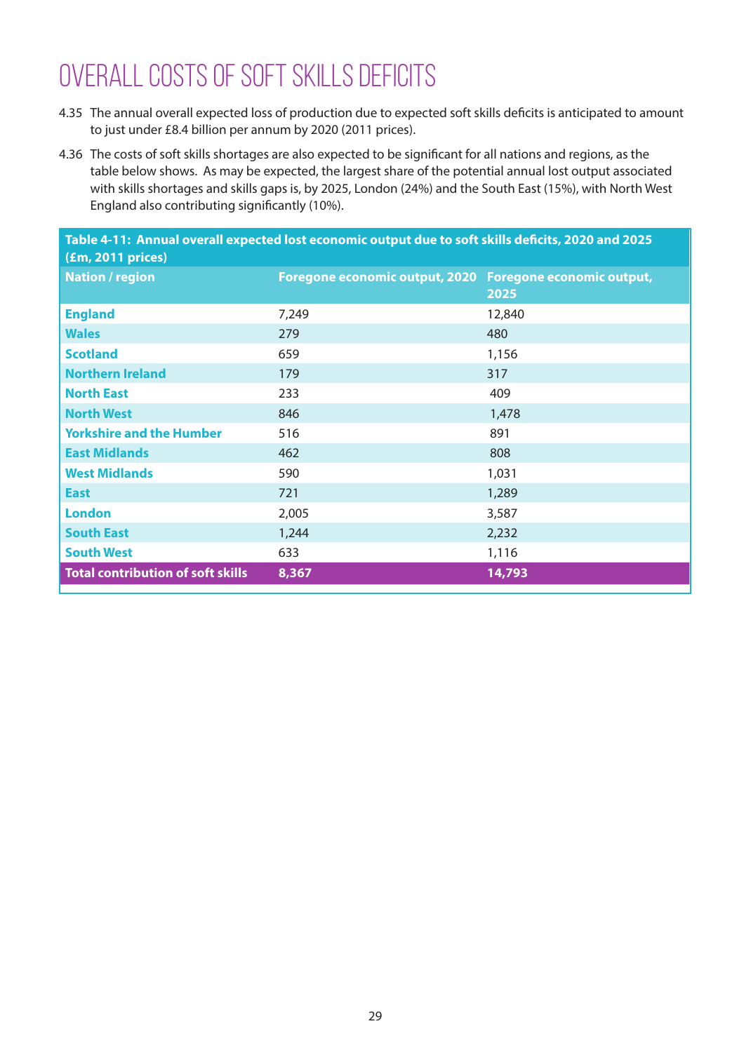# OVERALL COSTS OF SOFT SKILLS DEFICITS

4.35 The annual overall expected loss of production due to expected soft skills deficits is anticipated to amount to just under £8.4 billion per annum by 2020 (2011 prices).

4.36 The costs of soft skills shortages are also expected to be significant for all nations and regions, as the table below shows. As may be expected, the largest share of the potential annual lost output associated with skills shortages and skills gaps is, by 2025, London (24%) and the South East (15%), with North West England also contributing significantly (10%).

**Table 4-11: Annual overall expected lost economic output due to soft skills deficits, 2020 and 2025 (£m, 2011 prices)**

| Nation / region | Foregone economic output, 2020 | Foregone economic output, 2025 |
|---|---|---|
| England | 7,249 | 12,840 |
| Wales | 279 | 480 |
| Scotland | 659 | 1,156 |
| Northern Ireland | 179 | 317 |
| North East | 233 | 409 |
| North West | 846 | 1,478 |
| Yorkshire and the Humber | 516 | 891 |
| East Midlands | 462 | 808 |
| West Midlands | 590 | 1,031 |
| East | 721 | 1,289 |
| London | 2,005 | 3,587 |
| South East | 1,244 | 2,232 |
| South West | 633 | 1,116 |
| **Total contribution of soft skills** | **8,367** | **14,793** |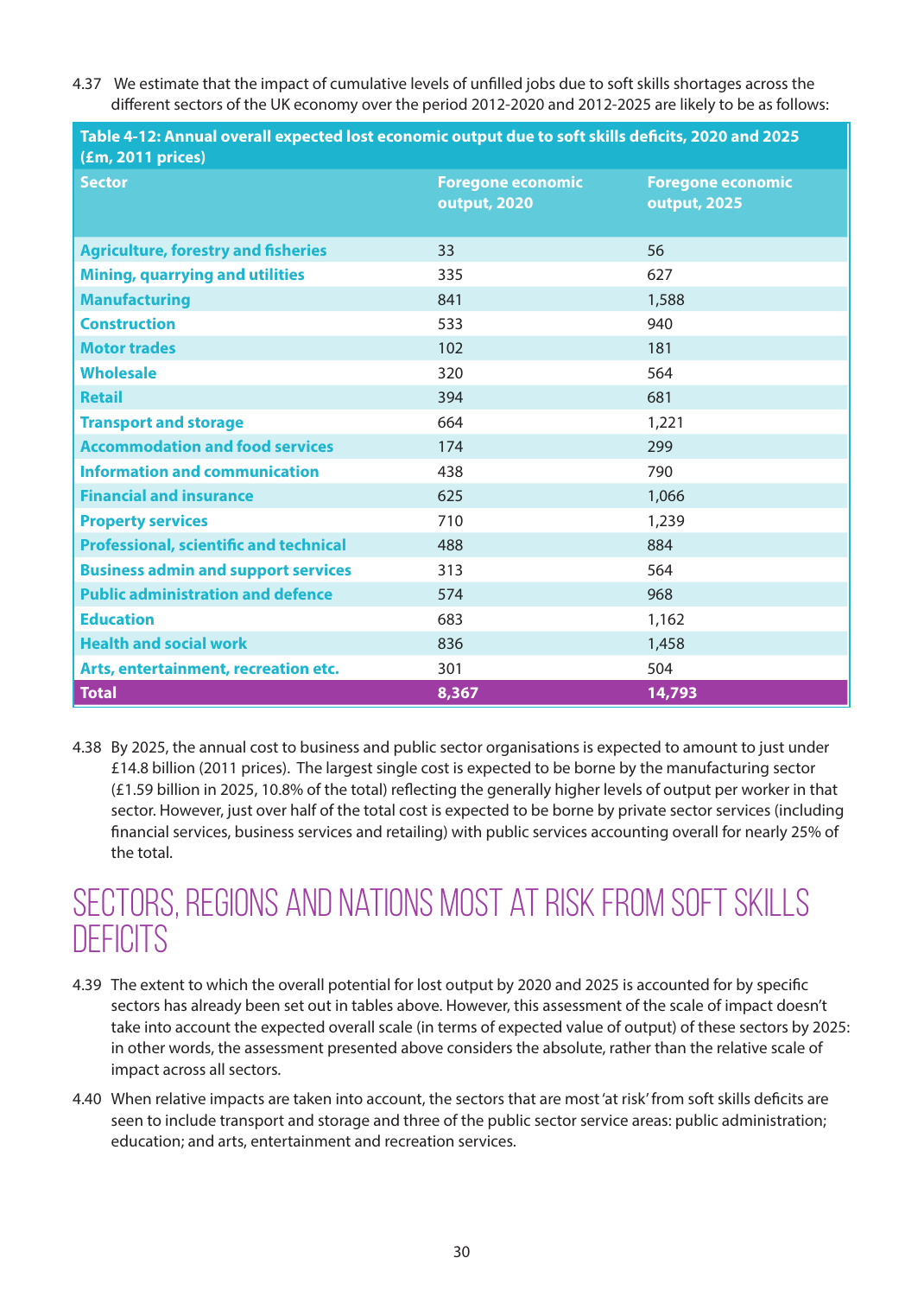4.37 We estimate that the impact of cumulative levels of unfilled jobs due to soft skills shortages across the different sectors of the UK economy over the period 2012-2020 and 2012-2025 are likely to be as follows:

**Table 4-12: Annual overall expected lost economic output due to soft skills deficits, 2020 and 2025 (£m, 2011 prices)**

| Sector | Foregone economic output, 2020 | Foregone economic output, 2025 |
|---|---|---|
| Agriculture, forestry and fisheries | 33 | 56 |
| Mining, quarrying and utilities | 335 | 627 |
| Manufacturing | 841 | 1,588 |
| Construction | 533 | 940 |
| Motor trades | 102 | 181 |
| Wholesale | 320 | 564 |
| Retail | 394 | 681 |
| Transport and storage | 664 | 1,221 |
| Accommodation and food services | 174 | 299 |
| Information and communication | 438 | 790 |
| Financial and insurance | 625 | 1,066 |
| Property services | 710 | 1,239 |
| Professional, scientific and technical | 488 | 884 |
| Business admin and support services | 313 | 564 |
| Public administration and defence | 574 | 968 |
| Education | 683 | 1,162 |
| Health and social work | 836 | 1,458 |
| Arts, entertainment, recreation etc. | 301 | 504 |
| **Total** | **8,367** | **14,793** |

4.38 By 2025, the annual cost to business and public sector organisations is expected to amount to just under £14.8 billion (2011 prices). The largest single cost is expected to be borne by the manufacturing sector (£1.59 billion in 2025, 10.8% of the total) reflecting the generally higher levels of output per worker in that sector. However, just over half of the total cost is expected to be borne by private sector services (including financial services, business services and retailing) with public services accounting overall for nearly 25% of the total.

## SECTORS, REGIONS AND NATIONS MOST AT RISK FROM SOFT SKILLS DEFICITS

4.39 The extent to which the overall potential for lost output by 2020 and 2025 is accounted for by specific sectors has already been set out in tables above. However, this assessment of the scale of impact doesn't take into account the expected overall scale (in terms of expected value of output) of these sectors by 2025: in other words, the assessment presented above considers the absolute, rather than the relative scale of impact across all sectors.

4.40 When relative impacts are taken into account, the sectors that are most 'at risk' from soft skills deficits are seen to include transport and storage and three of the public sector service areas: public administration; education; and arts, entertainment and recreation services.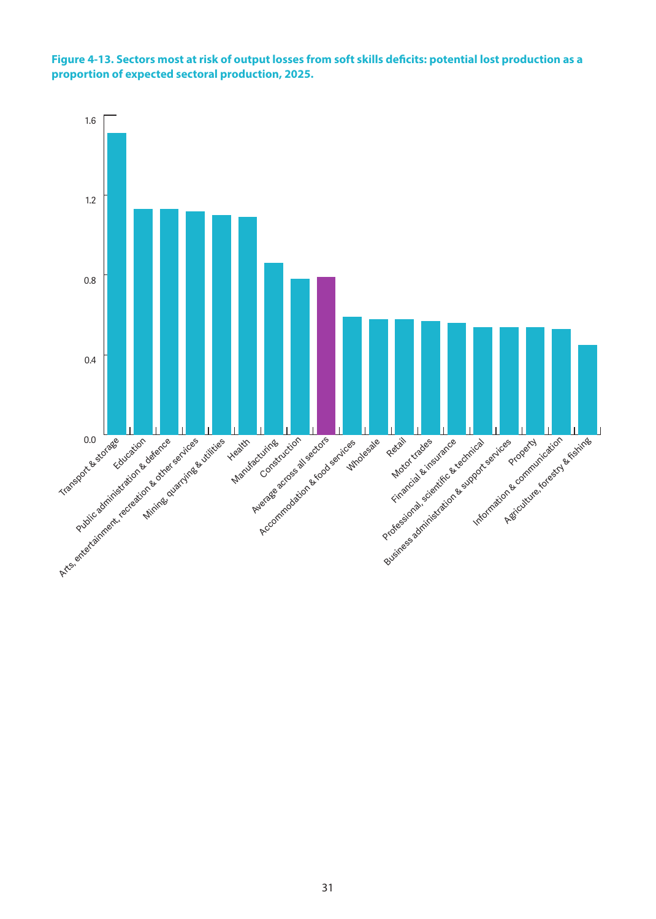**Figure 4-13. Sectors most at risk of output losses from soft skills deficits: potential lost production as a proportion of expected sectoral production, 2025.**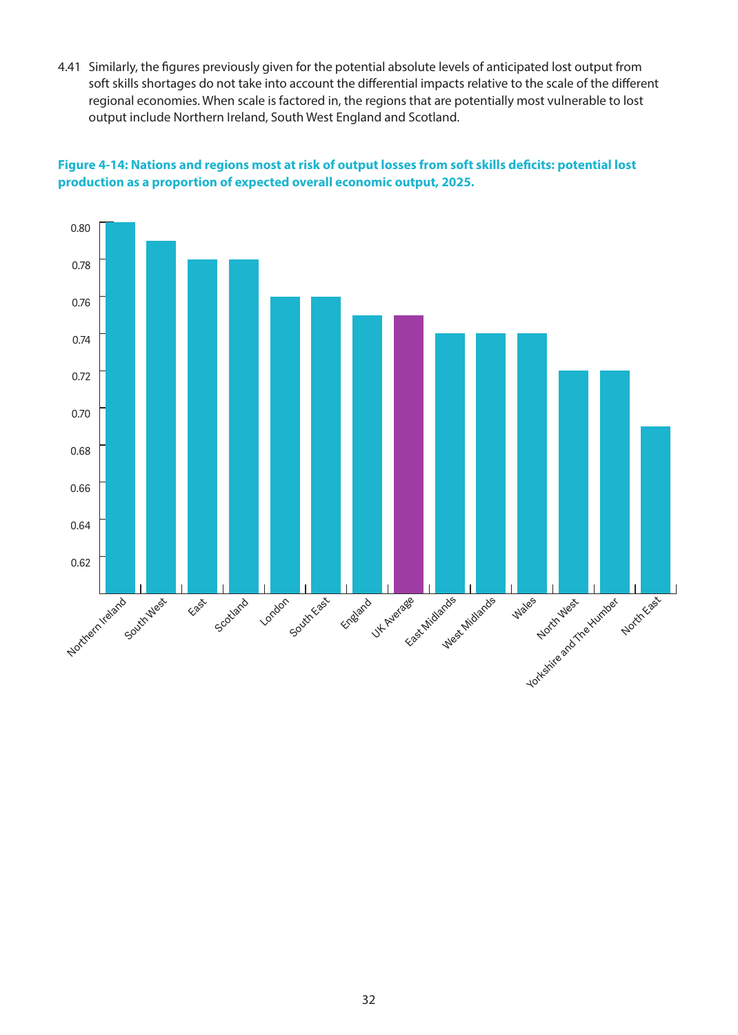4.41 Similarly, the figures previously given for the potential absolute levels of anticipated lost output from soft skills shortages do not take into account the differential impacts relative to the scale of the different regional economies. When scale is factored in, the regions that are potentially most vulnerable to lost output include Northern Ireland, South West England and Scotland.

**Figure 4-14: Nations and regions most at risk of output losses from soft skills deficits: potential lost production as a proportion of expected overall economic output, 2025.**

| Nation/Region | Value |
|---|---|
| Northern Ireland | 0.80 |
| South West | 0.79 |
| East | 0.78 |
| Scotland | 0.78 |
| London | 0.76 |
| South East | 0.76 |
| England | 0.75 |
| UK Average | 0.75 |
| East Midlands | 0.74 |
| West Midlands | 0.74 |
| Wales | 0.74 |
| North West | 0.72 |
| Yorkshire and The Humber | 0.72 |
| North East | 0.69 |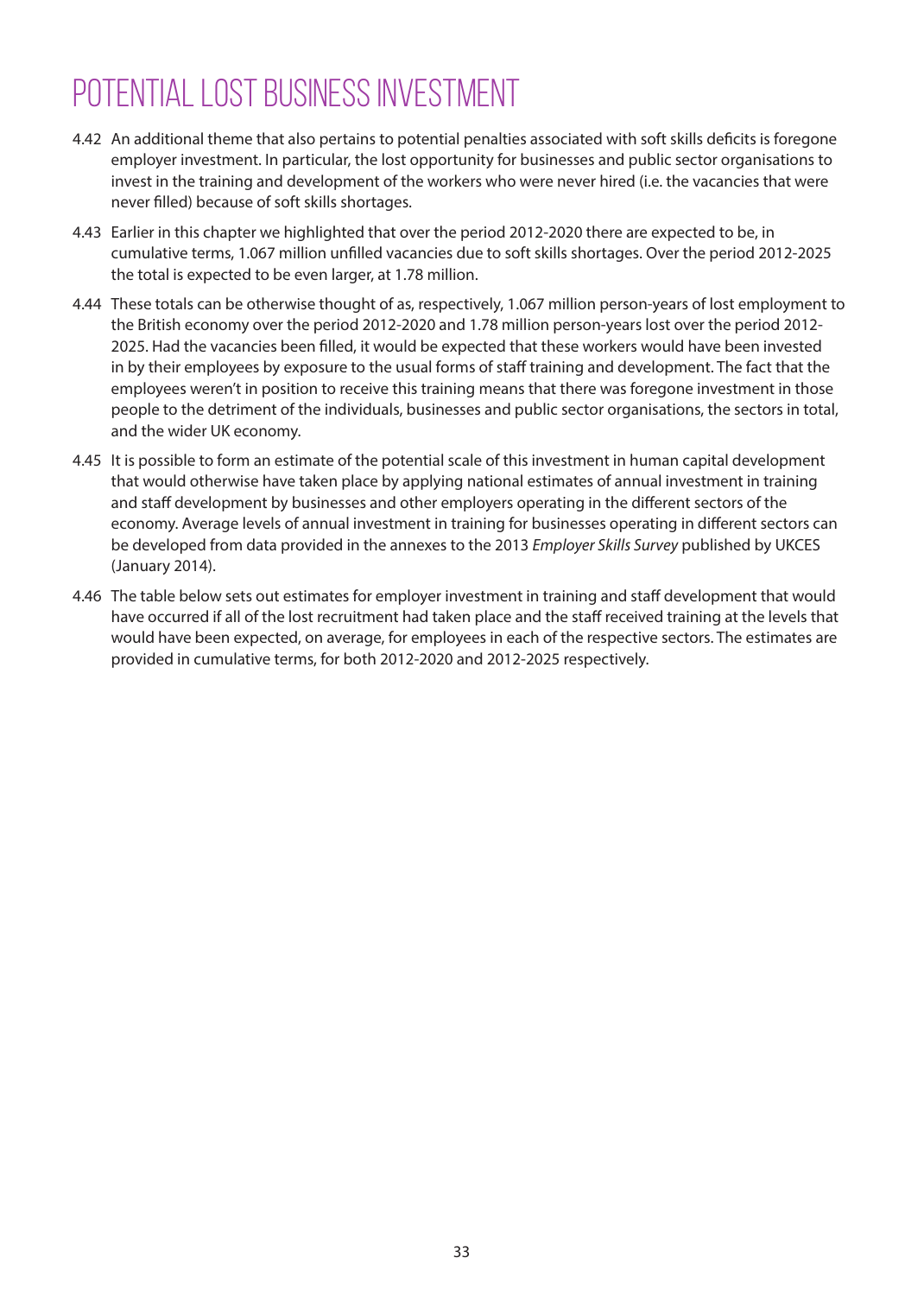# POTENTIAL LOST BUSINESS INVESTMENT

4.42 An additional theme that also pertains to potential penalties associated with soft skills deficits is foregone employer investment. In particular, the lost opportunity for businesses and public sector organisations to invest in the training and development of the workers who were never hired (i.e. the vacancies that were never filled) because of soft skills shortages.

4.43 Earlier in this chapter we highlighted that over the period 2012-2020 there are expected to be, in cumulative terms, 1.067 million unfilled vacancies due to soft skills shortages. Over the period 2012-2025 the total is expected to be even larger, at 1.78 million.

4.44 These totals can be otherwise thought of as, respectively, 1.067 million person-years of lost employment to the British economy over the period 2012-2020 and 1.78 million person-years lost over the period 2012-2025. Had the vacancies been filled, it would be expected that these workers would have been invested in by their employees by exposure to the usual forms of staff training and development. The fact that the employees weren't in position to receive this training means that there was foregone investment in those people to the detriment of the individuals, businesses and public sector organisations, the sectors in total, and the wider UK economy.

4.45 It is possible to form an estimate of the potential scale of this investment in human capital development that would otherwise have taken place by applying national estimates of annual investment in training and staff development by businesses and other employers operating in the different sectors of the economy. Average levels of annual investment in training for businesses operating in different sectors can be developed from data provided in the annexes to the 2013 *Employer Skills Survey* published by UKCES (January 2014).

4.46 The table below sets out estimates for employer investment in training and staff development that would have occurred if all of the lost recruitment had taken place and the staff received training at the levels that would have been expected, on average, for employees in each of the respective sectors. The estimates are provided in cumulative terms, for both 2012-2020 and 2012-2025 respectively.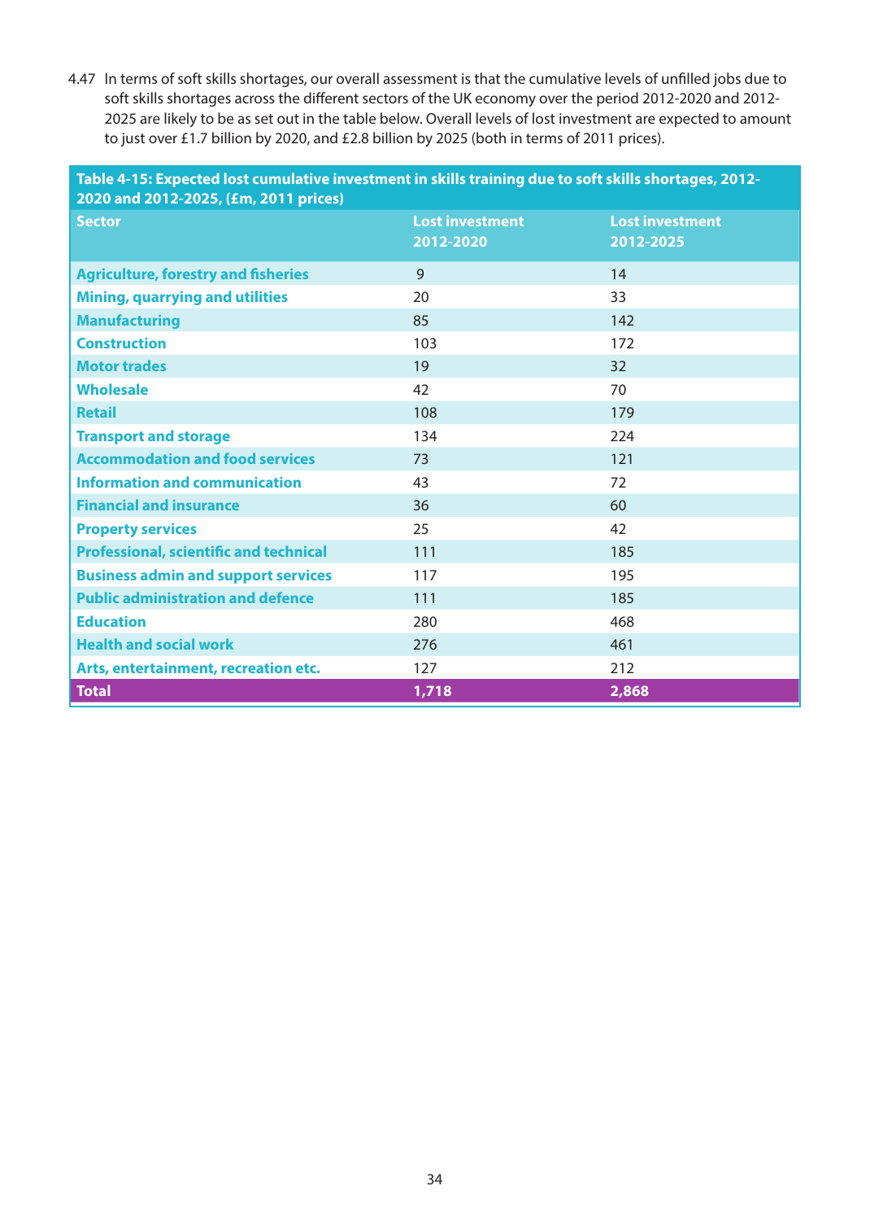4.47 In terms of soft skills shortages, our overall assessment is that the cumulative levels of unfilled jobs due to soft skills shortages across the different sectors of the UK economy over the period 2012-2020 and 2012-2025 are likely to be as set out in the table below. Overall levels of lost investment are expected to amount to just over £1.7 billion by 2020, and £2.8 billion by 2025 (both in terms of 2011 prices).

**Table 4-15: Expected lost cumulative investment in skills training due to soft skills shortages, 2012-2020 and 2012-2025, (£m, 2011 prices)**

| Sector | Lost investment 2012-2020 | Lost investment 2012-2025 |
|---|---|---|
| Agriculture, forestry and fisheries | 9 | 14 |
| Mining, quarrying and utilities | 20 | 33 |
| Manufacturing | 85 | 142 |
| Construction | 103 | 172 |
| Motor trades | 19 | 32 |
| Wholesale | 42 | 70 |
| Retail | 108 | 179 |
| Transport and storage | 134 | 224 |
| Accommodation and food services | 73 | 121 |
| Information and communication | 43 | 72 |
| Financial and insurance | 36 | 60 |
| Property services | 25 | 42 |
| Professional, scientific and technical | 111 | 185 |
| Business admin and support services | 117 | 195 |
| Public administration and defence | 111 | 185 |
| Education | 280 | 468 |
| Health and social work | 276 | 461 |
| Arts, entertainment, recreation etc. | 127 | 212 |
| **Total** | **1,718** | **2,868** |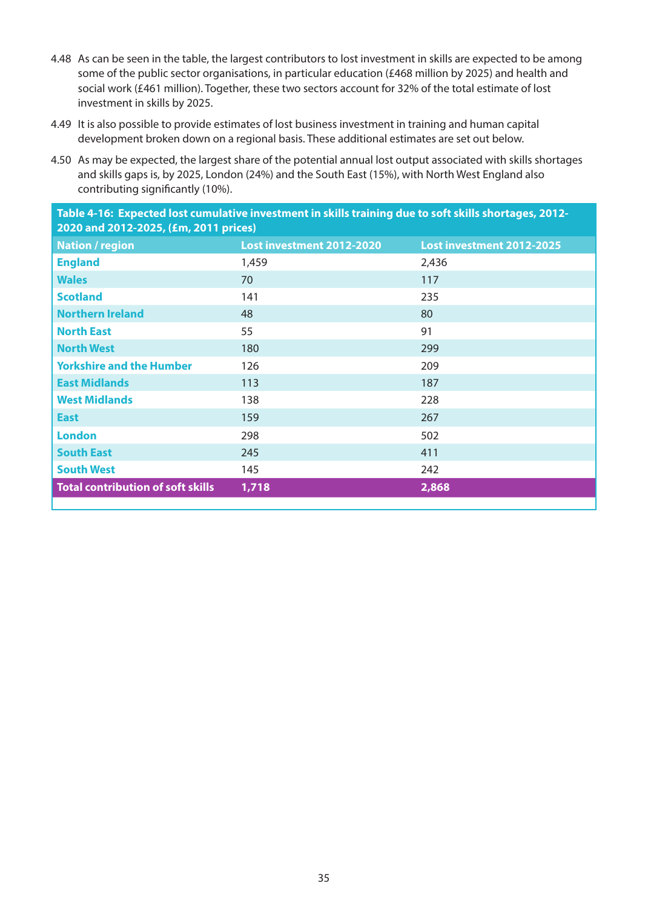4.48 As can be seen in the table, the largest contributors to lost investment in skills are expected to be among some of the public sector organisations, in particular education (£468 million by 2025) and health and social work (£461 million). Together, these two sectors account for 32% of the total estimate of lost investment in skills by 2025.

4.49 It is also possible to provide estimates of lost business investment in training and human capital development broken down on a regional basis. These additional estimates are set out below.

4.50 As may be expected, the largest share of the potential annual lost output associated with skills shortages and skills gaps is, by 2025, London (24%) and the South East (15%), with North West England also contributing significantly (10%).

**Table 4-16: Expected lost cumulative investment in skills training due to soft skills shortages, 2012-2020 and 2012-2025, (£m, 2011 prices)**

| Nation / region | Lost investment 2012-2020 | Lost investment 2012-2025 |
|---|---|---|
| England | 1,459 | 2,436 |
| Wales | 70 | 117 |
| Scotland | 141 | 235 |
| Northern Ireland | 48 | 80 |
| North East | 55 | 91 |
| North West | 180 | 299 |
| Yorkshire and the Humber | 126 | 209 |
| East Midlands | 113 | 187 |
| West Midlands | 138 | 228 |
| East | 159 | 267 |
| London | 298 | 502 |
| South East | 245 | 411 |
| South West | 145 | 242 |
| **Total contribution of soft skills** | **1,718** | **2,868** |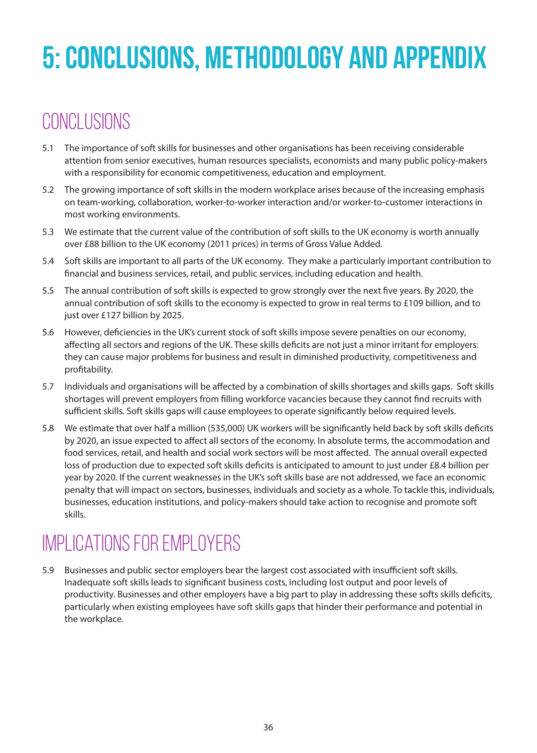# 5: CONCLUSIONS, METHODOLOGY AND APPENDIX

## CONCLUSIONS

5.1 The importance of soft skills for businesses and other organisations has been receiving considerable attention from senior executives, human resources specialists, economists and many public policy-makers with a responsibility for economic competitiveness, education and employment.

5.2 The growing importance of soft skills in the modern workplace arises because of the increasing emphasis on team-working, collaboration, worker-to-worker interaction and/or worker-to-customer interactions in most working environments.

5.3 We estimate that the current value of the contribution of soft skills to the UK economy is worth annually over £88 billion to the UK economy (2011 prices) in terms of Gross Value Added.

5.4 Soft skills are important to all parts of the UK economy. They make a particularly important contribution to financial and business services, retail, and public services, including education and health.

5.5 The annual contribution of soft skills is expected to grow strongly over the next five years. By 2020, the annual contribution of soft skills to the economy is expected to grow in real terms to £109 billion, and to just over £127 billion by 2025.

5.6 However, deficiencies in the UK's current stock of soft skills impose severe penalties on our economy, affecting all sectors and regions of the UK. These skills deficits are not just a minor irritant for employers: they can cause major problems for business and result in diminished productivity, competitiveness and profitability.

5.7 Individuals and organisations will be affected by a combination of skills shortages and skills gaps. Soft skills shortages will prevent employers from filling workforce vacancies because they cannot find recruits with sufficient skills. Soft skills gaps will cause employees to operate significantly below required levels.

5.8 We estimate that over half a million (535,000) UK workers will be significantly held back by soft skills deficits by 2020, an issue expected to affect all sectors of the economy. In absolute terms, the accommodation and food services, retail, and health and social work sectors will be most affected. The annual overall expected loss of production due to expected soft skills deficits is anticipated to amount to just under £8.4 billion per year by 2020. If the current weaknesses in the UK's soft skills base are not addressed, we face an economic penalty that will impact on sectors, businesses, individuals and society as a whole. To tackle this, individuals, businesses, education institutions, and policy-makers should take action to recognise and promote soft skills.

## IMPLICATIONS FOR EMPLOYERS

5.9 Businesses and public sector employers bear the largest cost associated with insufficient soft skills. Inadequate soft skills leads to significant business costs, including lost output and poor levels of productivity. Businesses and other employers have a big part to play in addressing these softs skills deficits, particularly when existing employees have soft skills gaps that hinder their performance and potential in the workplace.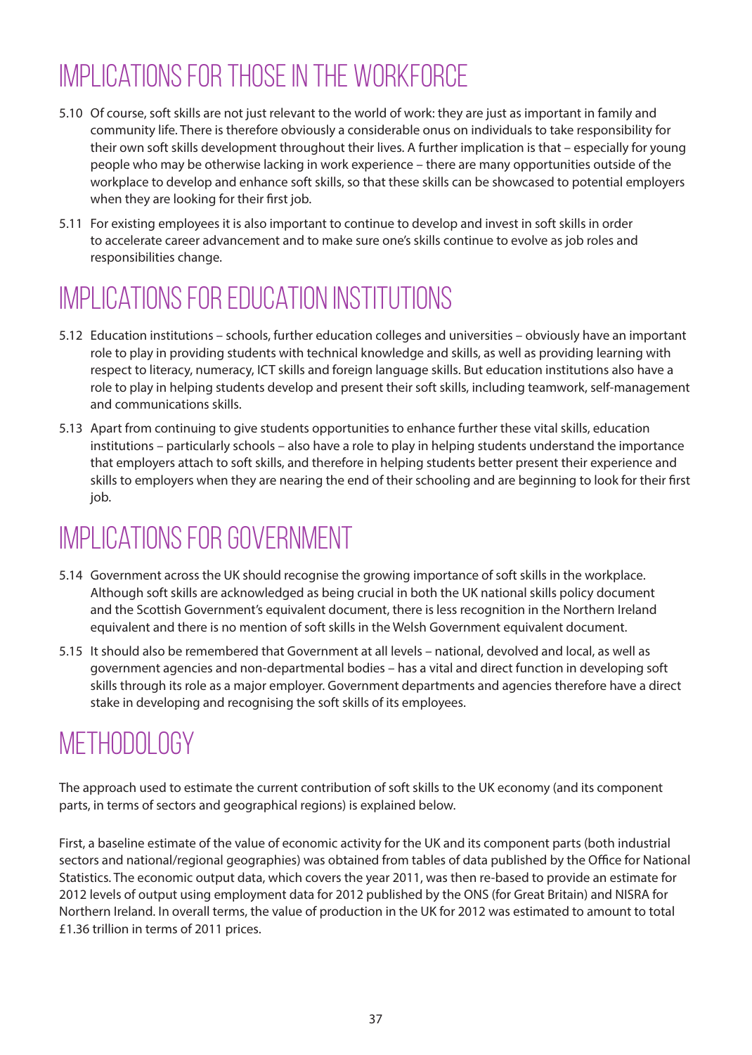## IMPLICATIONS FOR THOSE IN THE WORKFORCE

5.10 Of course, soft skills are not just relevant to the world of work: they are just as important in family and community life. There is therefore obviously a considerable onus on individuals to take responsibility for their own soft skills development throughout their lives. A further implication is that – especially for young people who may be otherwise lacking in work experience – there are many opportunities outside of the workplace to develop and enhance soft skills, so that these skills can be showcased to potential employers when they are looking for their first job.

5.11 For existing employees it is also important to continue to develop and invest in soft skills in order to accelerate career advancement and to make sure one's skills continue to evolve as job roles and responsibilities change.

## IMPLICATIONS FOR EDUCATION INSTITUTIONS

5.12 Education institutions – schools, further education colleges and universities – obviously have an important role to play in providing students with technical knowledge and skills, as well as providing learning with respect to literacy, numeracy, ICT skills and foreign language skills. But education institutions also have a role to play in helping students develop and present their soft skills, including teamwork, self-management and communications skills.

5.13 Apart from continuing to give students opportunities to enhance further these vital skills, education institutions – particularly schools – also have a role to play in helping students understand the importance that employers attach to soft skills, and therefore in helping students better present their experience and skills to employers when they are nearing the end of their schooling and are beginning to look for their first job.

## IMPLICATIONS FOR GOVERNMENT

5.14 Government across the UK should recognise the growing importance of soft skills in the workplace. Although soft skills are acknowledged as being crucial in both the UK national skills policy document and the Scottish Government's equivalent document, there is less recognition in the Northern Ireland equivalent and there is no mention of soft skills in the Welsh Government equivalent document.

5.15 It should also be remembered that Government at all levels – national, devolved and local, as well as government agencies and non-departmental bodies – has a vital and direct function in developing soft skills through its role as a major employer. Government departments and agencies therefore have a direct stake in developing and recognising the soft skills of its employees.

# METHODOLOGY

The approach used to estimate the current contribution of soft skills to the UK economy (and its component parts, in terms of sectors and geographical regions) is explained below.

First, a baseline estimate of the value of economic activity for the UK and its component parts (both industrial sectors and national/regional geographies) was obtained from tables of data published by the Office for National Statistics. The economic output data, which covers the year 2011, was then re-based to provide an estimate for 2012 levels of output using employment data for 2012 published by the ONS (for Great Britain) and NISRA for Northern Ireland. In overall terms, the value of production in the UK for 2012 was estimated to amount to total £1.36 trillion in terms of 2011 prices.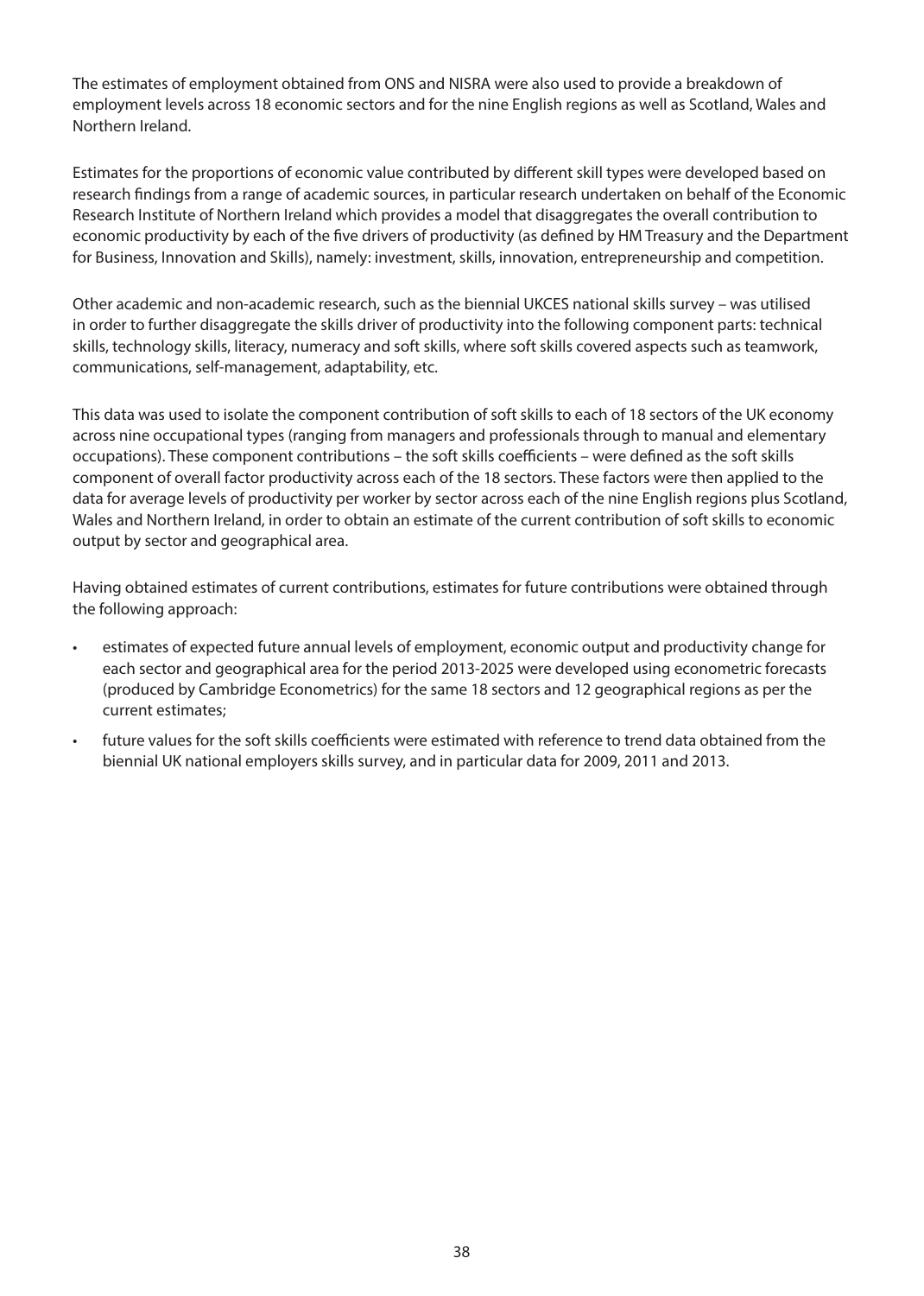The estimates of employment obtained from ONS and NISRA were also used to provide a breakdown of employment levels across 18 economic sectors and for the nine English regions as well as Scotland, Wales and Northern Ireland.

Estimates for the proportions of economic value contributed by different skill types were developed based on research findings from a range of academic sources, in particular research undertaken on behalf of the Economic Research Institute of Northern Ireland which provides a model that disaggregates the overall contribution to economic productivity by each of the five drivers of productivity (as defined by HM Treasury and the Department for Business, Innovation and Skills), namely: investment, skills, innovation, entrepreneurship and competition.

Other academic and non-academic research, such as the biennial UKCES national skills survey – was utilised in order to further disaggregate the skills driver of productivity into the following component parts: technical skills, technology skills, literacy, numeracy and soft skills, where soft skills covered aspects such as teamwork, communications, self-management, adaptability, etc.

This data was used to isolate the component contribution of soft skills to each of 18 sectors of the UK economy across nine occupational types (ranging from managers and professionals through to manual and elementary occupations). These component contributions – the soft skills coefficients – were defined as the soft skills component of overall factor productivity across each of the 18 sectors. These factors were then applied to the data for average levels of productivity per worker by sector across each of the nine English regions plus Scotland, Wales and Northern Ireland, in order to obtain an estimate of the current contribution of soft skills to economic output by sector and geographical area.

Having obtained estimates of current contributions, estimates for future contributions were obtained through the following approach:

- estimates of expected future annual levels of employment, economic output and productivity change for each sector and geographical area for the period 2013-2025 were developed using econometric forecasts (produced by Cambridge Econometrics) for the same 18 sectors and 12 geographical regions as per the current estimates;
- future values for the soft skills coefficients were estimated with reference to trend data obtained from the biennial UK national employers skills survey, and in particular data for 2009, 2011 and 2013.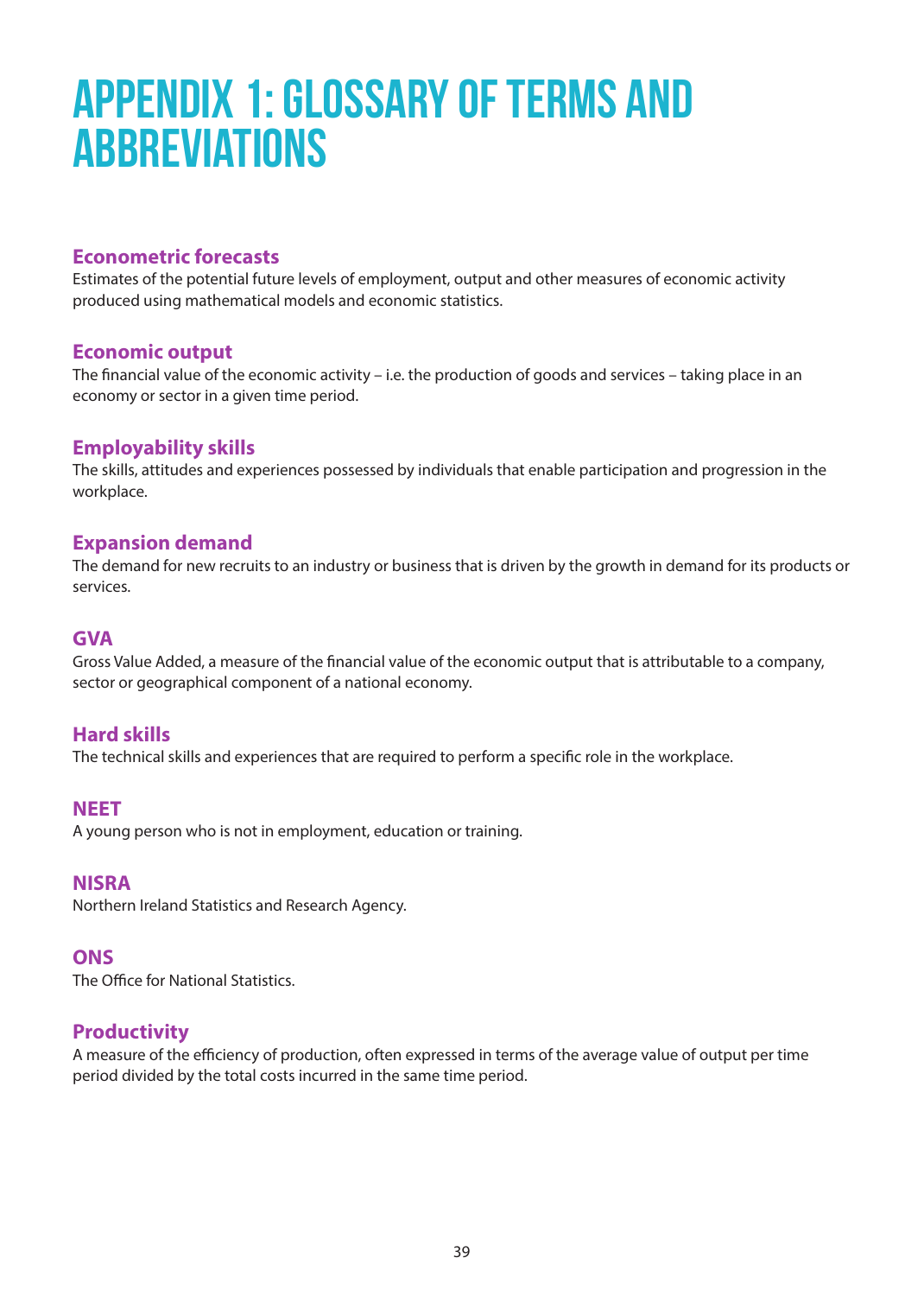# APPENDIX 1: GLOSSARY OF TERMS AND ABBREVIATIONS

### Econometric forecasts

Estimates of the potential future levels of employment, output and other measures of economic activity produced using mathematical models and economic statistics.

### Economic output

The financial value of the economic activity – i.e. the production of goods and services – taking place in an economy or sector in a given time period.

### Employability skills

The skills, attitudes and experiences possessed by individuals that enable participation and progression in the workplace.

### Expansion demand

The demand for new recruits to an industry or business that is driven by the growth in demand for its products or services.

### GVA

Gross Value Added, a measure of the financial value of the economic output that is attributable to a company, sector or geographical component of a national economy.

### Hard skills

The technical skills and experiences that are required to perform a specific role in the workplace.

### NEET

A young person who is not in employment, education or training.

### NISRA

Northern Ireland Statistics and Research Agency.

### ONS

The Office for National Statistics.

### Productivity

A measure of the efficiency of production, often expressed in terms of the average value of output per time period divided by the total costs incurred in the same time period.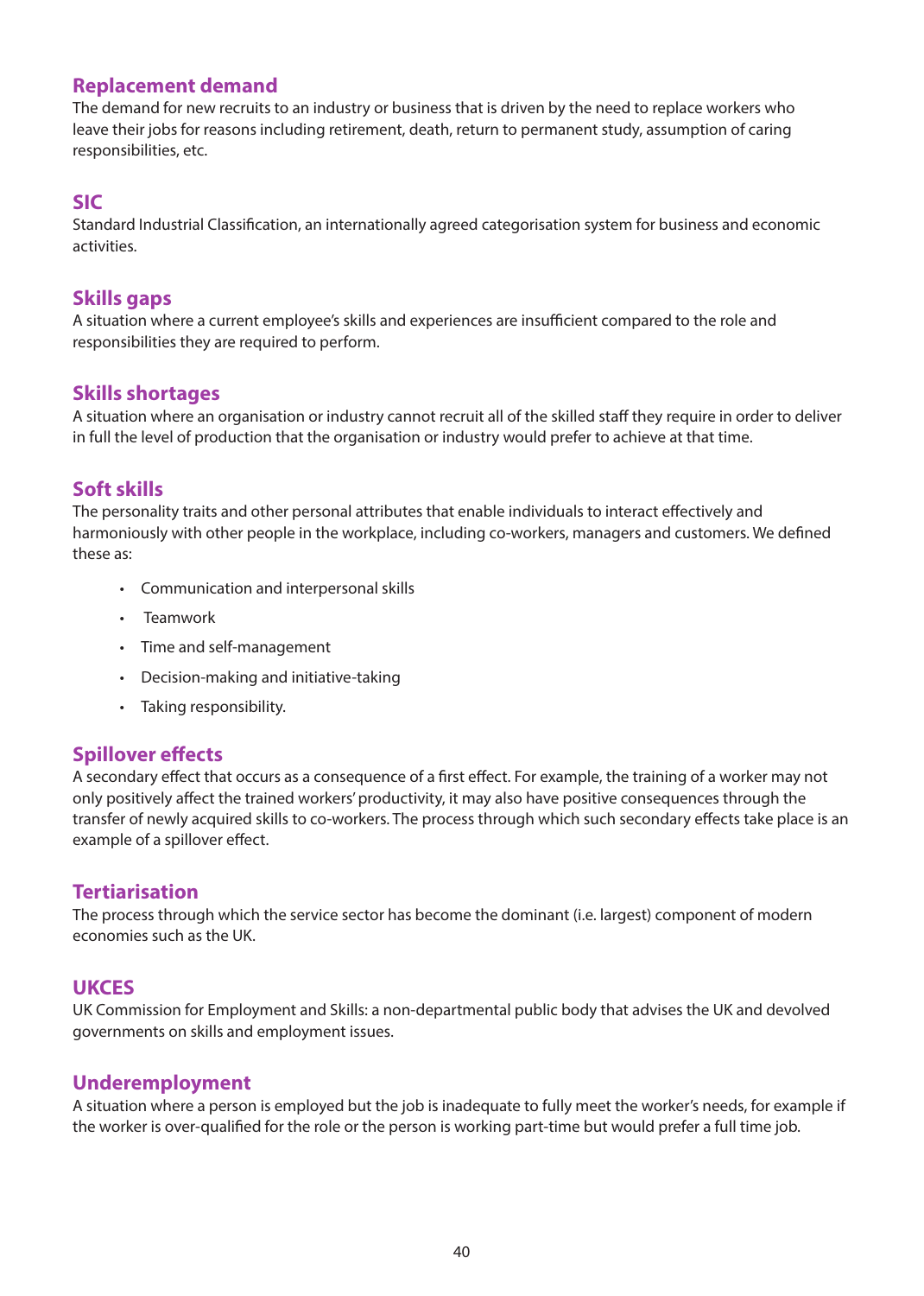## Replacement demand

The demand for new recruits to an industry or business that is driven by the need to replace workers who leave their jobs for reasons including retirement, death, return to permanent study, assumption of caring responsibilities, etc.

## SIC

Standard Industrial Classification, an internationally agreed categorisation system for business and economic activities.

## Skills gaps

A situation where a current employee's skills and experiences are insufficient compared to the role and responsibilities they are required to perform.

## Skills shortages

A situation where an organisation or industry cannot recruit all of the skilled staff they require in order to deliver in full the level of production that the organisation or industry would prefer to achieve at that time.

## Soft skills

The personality traits and other personal attributes that enable individuals to interact effectively and harmoniously with other people in the workplace, including co-workers, managers and customers. We defined these as:

- Communication and interpersonal skills
- Teamwork
- Time and self-management
- Decision-making and initiative-taking
- Taking responsibility.

## Spillover effects

A secondary effect that occurs as a consequence of a first effect. For example, the training of a worker may not only positively affect the trained workers' productivity, it may also have positive consequences through the transfer of newly acquired skills to co-workers. The process through which such secondary effects take place is an example of a spillover effect.

## Tertiarisation

The process through which the service sector has become the dominant (i.e. largest) component of modern economies such as the UK.

## UKCES

UK Commission for Employment and Skills: a non-departmental public body that advises the UK and devolved governments on skills and employment issues.

## Underemployment

A situation where a person is employed but the job is inadequate to fully meet the worker's needs, for example if the worker is over-qualified for the role or the person is working part-time but would prefer a full time job.